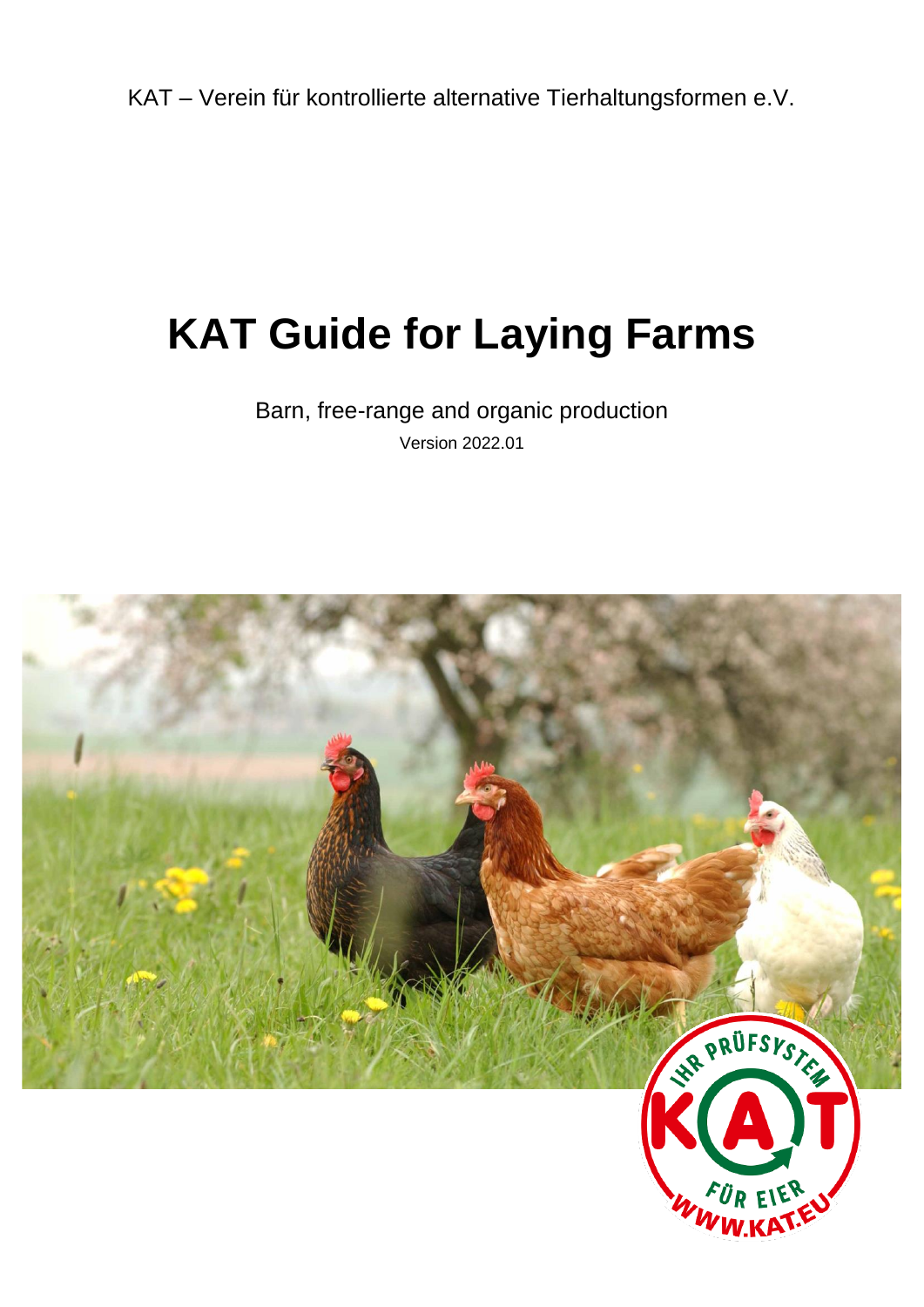KAT – Verein für kontrollierte alternative Tierhaltungsformen e.V.

# KAT Guide for Laying Farms

Barn, free-range and organic production

Version 2022.01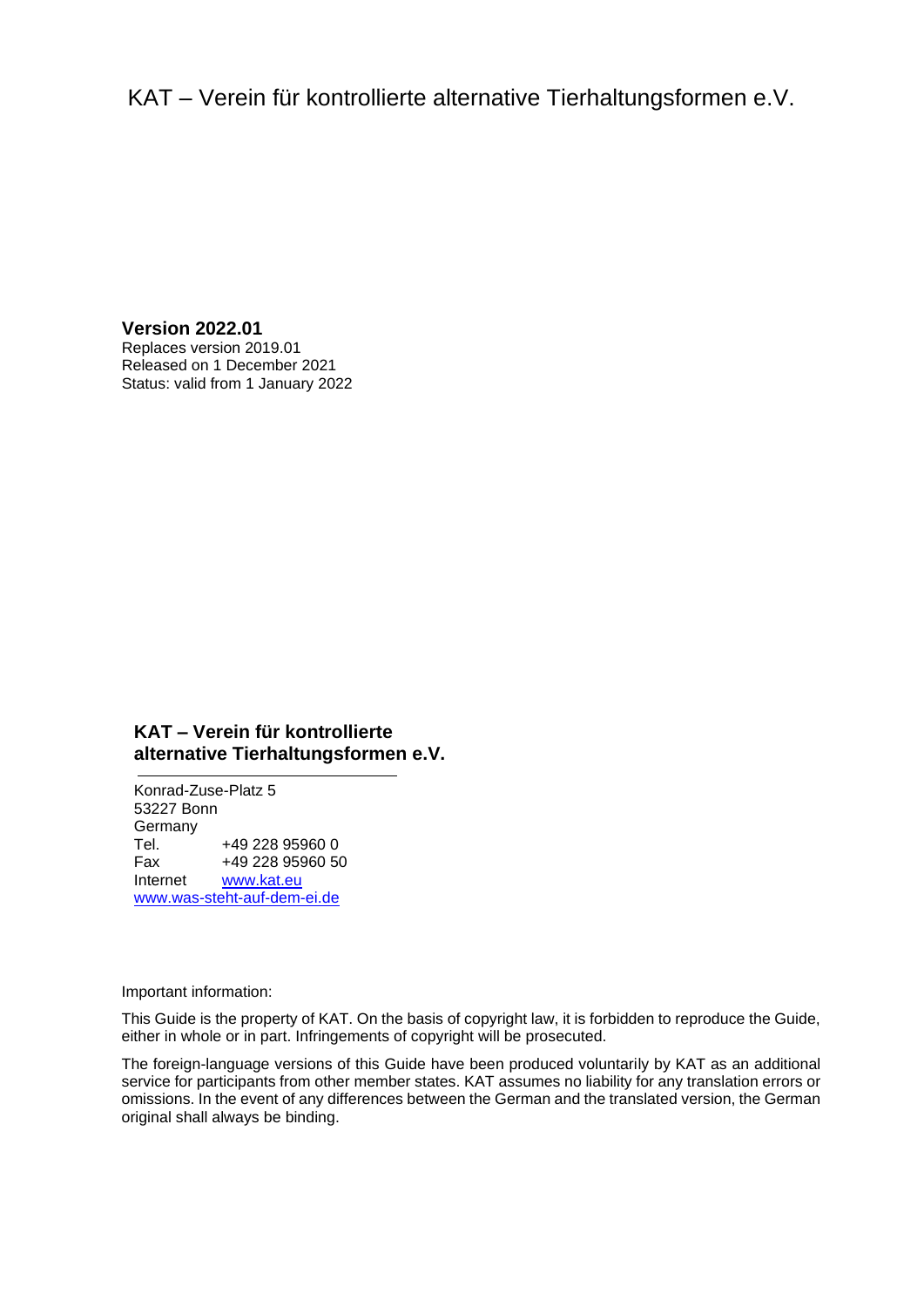KAT – Verein für kontrollierte alternative Tierhaltungsformen e.V.

**Version 2022.01**
Replaces version 2019.01
Released on 1 December 2021
Status: valid from 1 January 2022

**KAT – Verein für kontrollierte alternative Tierhaltungsformen e.V.**

Konrad-Zuse-Platz 5
53227 Bonn
Germany
Tel. +49 228 95960 0
Fax +49 228 95960 50
Internet www.kat.eu
www.was-steht-auf-dem-ei.de

Important information:

This Guide is the property of KAT. On the basis of copyright law, it is forbidden to reproduce the Guide, either in whole or in part. Infringements of copyright will be prosecuted.

The foreign-language versions of this Guide have been produced voluntarily by KAT as an additional service for participants from other member states. KAT assumes no liability for any translation errors or omissions. In the event of any differences between the German and the translated version, the German original shall always be binding.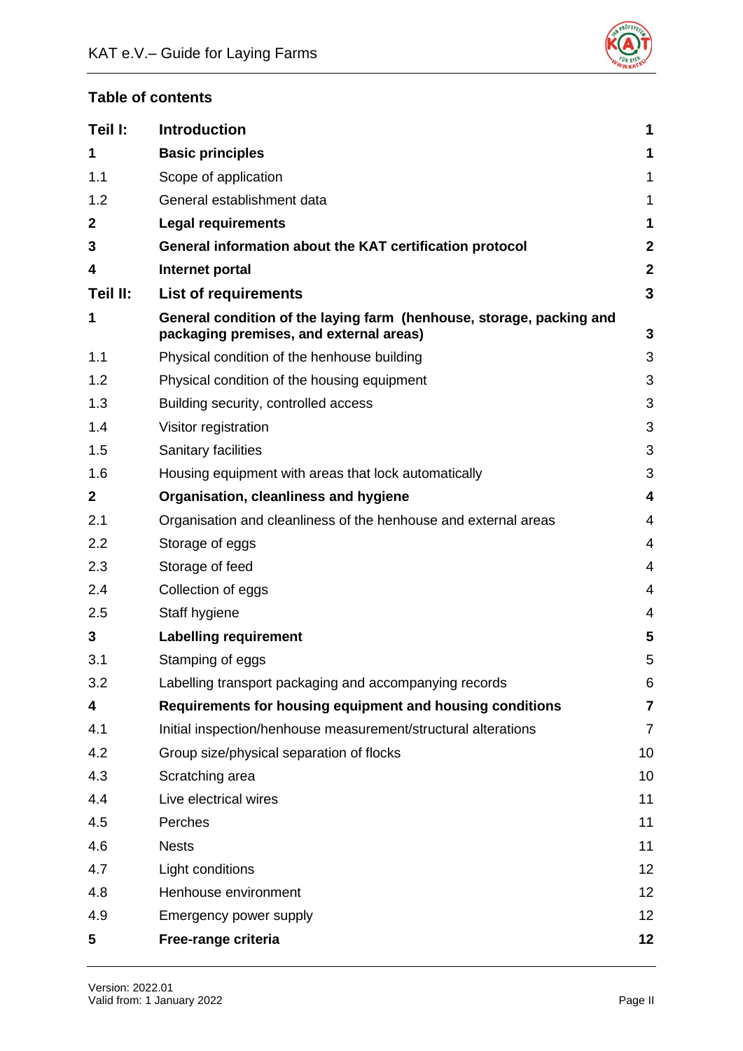## Table of contents

| | | |
|---|---|---|
| **Teil I:** | **Introduction** | **1** |
| **1** | **Basic principles** | **1** |
| 1.1 | Scope of application | 1 |
| 1.2 | General establishment data | 1 |
| **2** | **Legal requirements** | **1** |
| **3** | **General information about the KAT certification protocol** | **2** |
| **4** | **Internet portal** | **2** |
| **Teil II:** | **List of requirements** | **3** |
| **1** | **General condition of the laying farm (henhouse, storage, packing and packaging premises, and external areas)** | **3** |
| 1.1 | Physical condition of the henhouse building | 3 |
| 1.2 | Physical condition of the housing equipment | 3 |
| 1.3 | Building security, controlled access | 3 |
| 1.4 | Visitor registration | 3 |
| 1.5 | Sanitary facilities | 3 |
| 1.6 | Housing equipment with areas that lock automatically | 3 |
| **2** | **Organisation, cleanliness and hygiene** | **4** |
| 2.1 | Organisation and cleanliness of the henhouse and external areas | 4 |
| 2.2 | Storage of eggs | 4 |
| 2.3 | Storage of feed | 4 |
| 2.4 | Collection of eggs | 4 |
| 2.5 | Staff hygiene | 4 |
| **3** | **Labelling requirement** | **5** |
| 3.1 | Stamping of eggs | 5 |
| 3.2 | Labelling transport packaging and accompanying records | 6 |
| **4** | **Requirements for housing equipment and housing conditions** | **7** |
| 4.1 | Initial inspection/henhouse measurement/structural alterations | 7 |
| 4.2 | Group size/physical separation of flocks | 10 |
| 4.3 | Scratching area | 10 |
| 4.4 | Live electrical wires | 11 |
| 4.5 | Perches | 11 |
| 4.6 | Nests | 11 |
| 4.7 | Light conditions | 12 |
| 4.8 | Henhouse environment | 12 |
| 4.9 | Emergency power supply | 12 |
| **5** | **Free-range criteria** | **12** |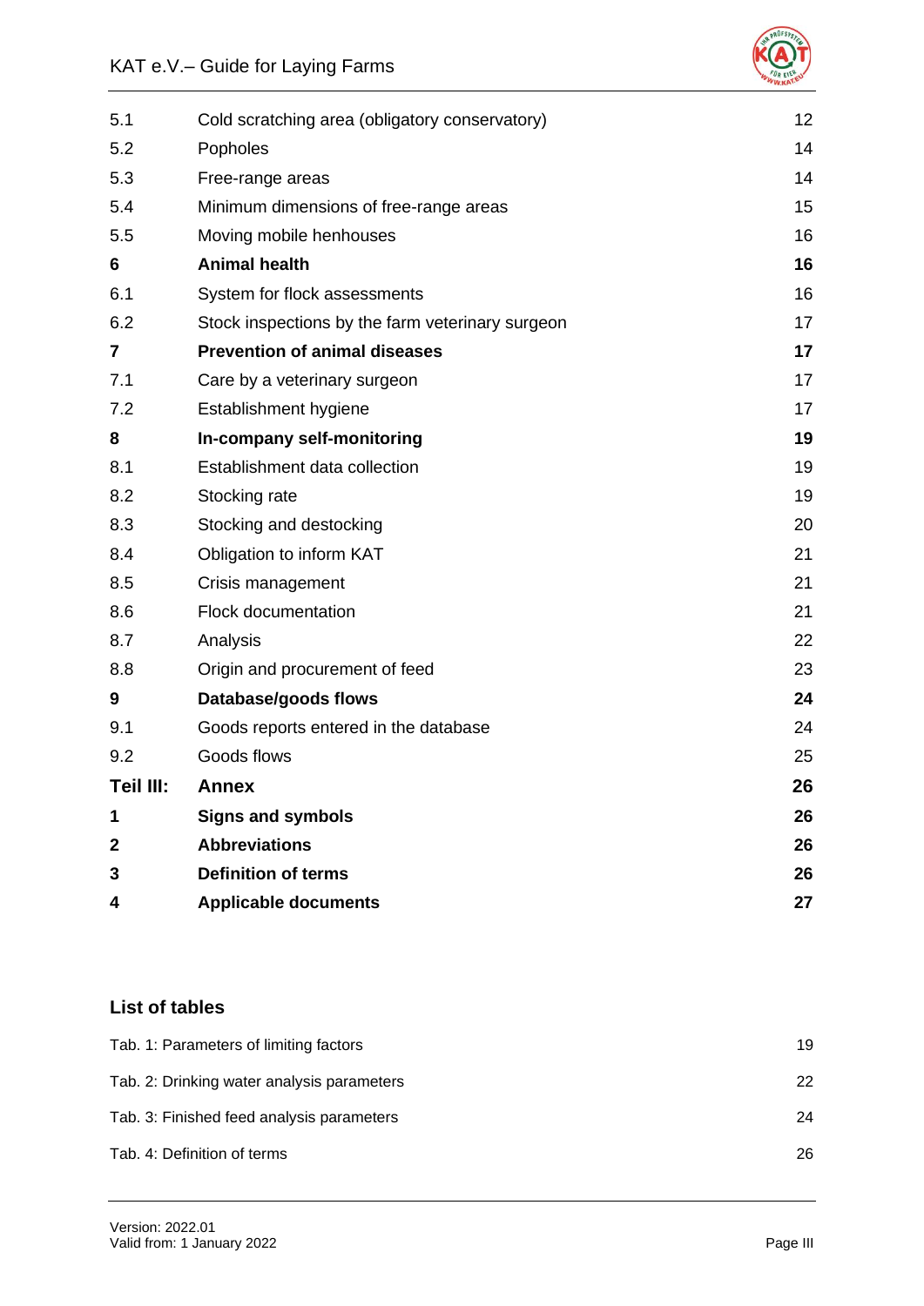| | | |
|---|---|---|
| 5.1 | Cold scratching area (obligatory conservatory) | 12 |
| 5.2 | Popholes | 14 |
| 5.3 | Free-range areas | 14 |
| 5.4 | Minimum dimensions of free-range areas | 15 |
| 5.5 | Moving mobile henhouses | 16 |
| **6** | **Animal health** | **16** |
| 6.1 | System for flock assessments | 16 |
| 6.2 | Stock inspections by the farm veterinary surgeon | 17 |
| **7** | **Prevention of animal diseases** | **17** |
| 7.1 | Care by a veterinary surgeon | 17 |
| 7.2 | Establishment hygiene | 17 |
| **8** | **In-company self-monitoring** | **19** |
| 8.1 | Establishment data collection | 19 |
| 8.2 | Stocking rate | 19 |
| 8.3 | Stocking and destocking | 20 |
| 8.4 | Obligation to inform KAT | 21 |
| 8.5 | Crisis management | 21 |
| 8.6 | Flock documentation | 21 |
| 8.7 | Analysis | 22 |
| 8.8 | Origin and procurement of feed | 23 |
| **9** | **Database/goods flows** | **24** |
| 9.1 | Goods reports entered in the database | 24 |
| 9.2 | Goods flows | 25 |
| **Teil III:** | **Annex** | **26** |
| **1** | **Signs and symbols** | **26** |
| **2** | **Abbreviations** | **26** |
| **3** | **Definition of terms** | **26** |
| **4** | **Applicable documents** | **27** |

## List of tables

| | |
|---|---|
| Tab. 1: Parameters of limiting factors | 19 |
| Tab. 2: Drinking water analysis parameters | 22 |
| Tab. 3: Finished feed analysis parameters | 24 |
| Tab. 4: Definition of terms | 26 |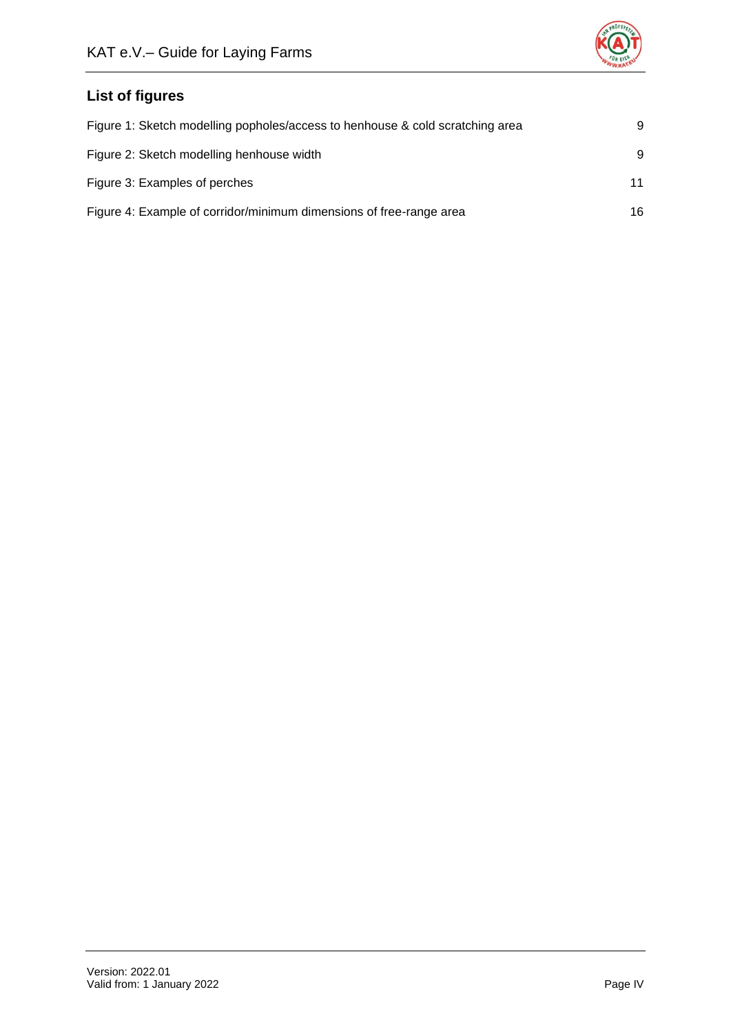## List of figures

Figure 1: Sketch modelling popholes/access to henhouse & cold scratching area 9

Figure 2: Sketch modelling henhouse width 9

Figure 3: Examples of perches 11

Figure 4: Example of corridor/minimum dimensions of free-range area 16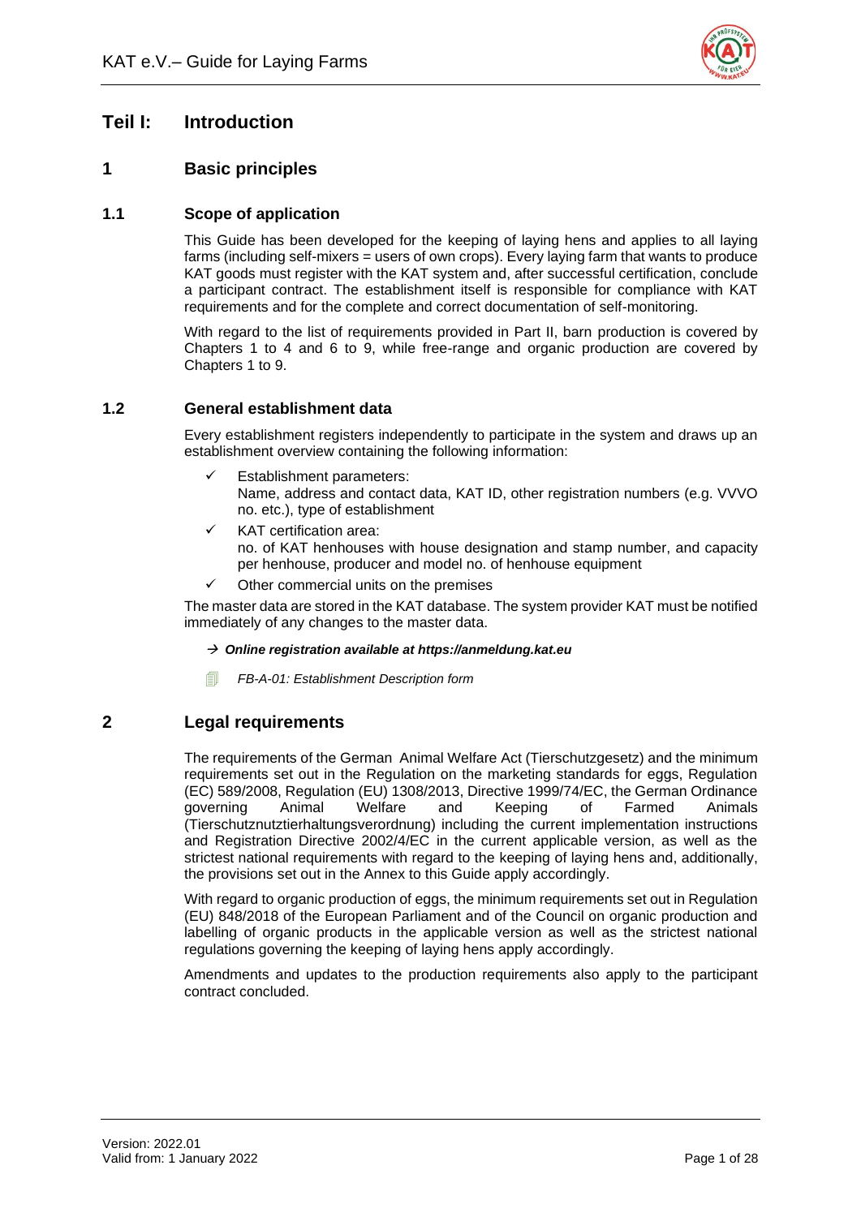# Teil I: Introduction

## 1 Basic principles

### 1.1 Scope of application

This Guide has been developed for the keeping of laying hens and applies to all laying farms (including self-mixers = users of own crops). Every laying farm that wants to produce KAT goods must register with the KAT system and, after successful certification, conclude a participant contract. The establishment itself is responsible for compliance with KAT requirements and for the complete and correct documentation of self-monitoring.

With regard to the list of requirements provided in Part II, barn production is covered by Chapters 1 to 4 and 6 to 9, while free-range and organic production are covered by Chapters 1 to 9.

### 1.2 General establishment data

Every establishment registers independently to participate in the system and draws up an establishment overview containing the following information:

- ✓ Establishment parameters:
  Name, address and contact data, KAT ID, other registration numbers (e.g. VVVO no. etc.), type of establishment
- ✓ KAT certification area:
  no. of KAT henhouses with house designation and stamp number, and capacity per henhouse, producer and model no. of henhouse equipment
- ✓ Other commercial units on the premises

The master data are stored in the KAT database. The system provider KAT must be notified immediately of any changes to the master data.

→ ***Online registration available at https://anmeldung.kat.eu***

*FB-A-01: Establishment Description form*

## 2 Legal requirements

The requirements of the German Animal Welfare Act (Tierschutzgesetz) and the minimum requirements set out in the Regulation on the marketing standards for eggs, Regulation (EC) 589/2008, Regulation (EU) 1308/2013, Directive 1999/74/EC, the German Ordinance governing Animal Welfare and Keeping of Farmed Animals (Tierschutznutztierhaltungsverordnung) including the current implementation instructions and Registration Directive 2002/4/EC in the current applicable version, as well as the strictest national requirements with regard to the keeping of laying hens and, additionally, the provisions set out in the Annex to this Guide apply accordingly.

With regard to organic production of eggs, the minimum requirements set out in Regulation (EU) 848/2018 of the European Parliament and of the Council on organic production and labelling of organic products in the applicable version as well as the strictest national regulations governing the keeping of laying hens apply accordingly.

Amendments and updates to the production requirements also apply to the participant contract concluded.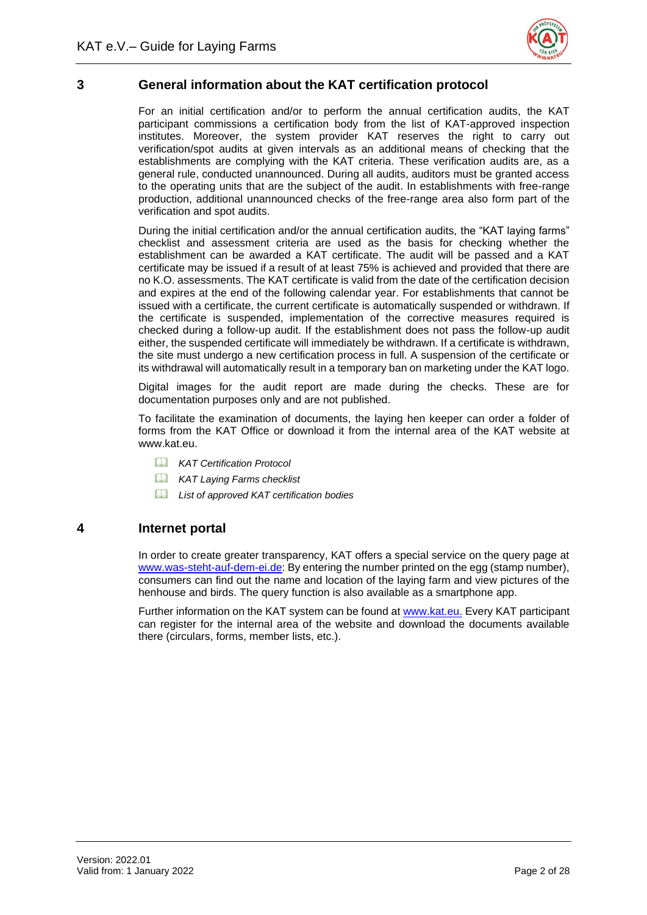## 3 General information about the KAT certification protocol

For an initial certification and/or to perform the annual certification audits, the KAT participant commissions a certification body from the list of KAT-approved inspection institutes. Moreover, the system provider KAT reserves the right to carry out verification/spot audits at given intervals as an additional means of checking that the establishments are complying with the KAT criteria. These verification audits are, as a general rule, conducted unannounced. During all audits, auditors must be granted access to the operating units that are the subject of the audit. In establishments with free-range production, additional unannounced checks of the free-range area also form part of the verification and spot audits.

During the initial certification and/or the annual certification audits, the "KAT laying farms" checklist and assessment criteria are used as the basis for checking whether the establishment can be awarded a KAT certificate. The audit will be passed and a KAT certificate may be issued if a result of at least 75% is achieved and provided that there are no K.O. assessments. The KAT certificate is valid from the date of the certification decision and expires at the end of the following calendar year. For establishments that cannot be issued with a certificate, the current certificate is automatically suspended or withdrawn. If the certificate is suspended, implementation of the corrective measures required is checked during a follow-up audit. If the establishment does not pass the follow-up audit either, the suspended certificate will immediately be withdrawn. If a certificate is withdrawn, the site must undergo a new certification process in full. A suspension of the certificate or its withdrawal will automatically result in a temporary ban on marketing under the KAT logo.

Digital images for the audit report are made during the checks. These are for documentation purposes only and are not published.

To facilitate the examination of documents, the laying hen keeper can order a folder of forms from the KAT Office or download it from the internal area of the KAT website at www.kat.eu.

- *KAT Certification Protocol*
- *KAT Laying Farms checklist*
- *List of approved KAT certification bodies*

## 4 Internet portal

In order to create greater transparency, KAT offers a special service on the query page at www.was-steht-auf-dem-ei.de: By entering the number printed on the egg (stamp number), consumers can find out the name and location of the laying farm and view pictures of the henhouse and birds. The query function is also available as a smartphone app.

Further information on the KAT system can be found at www.kat.eu. Every KAT participant can register for the internal area of the website and download the documents available there (circulars, forms, member lists, etc.).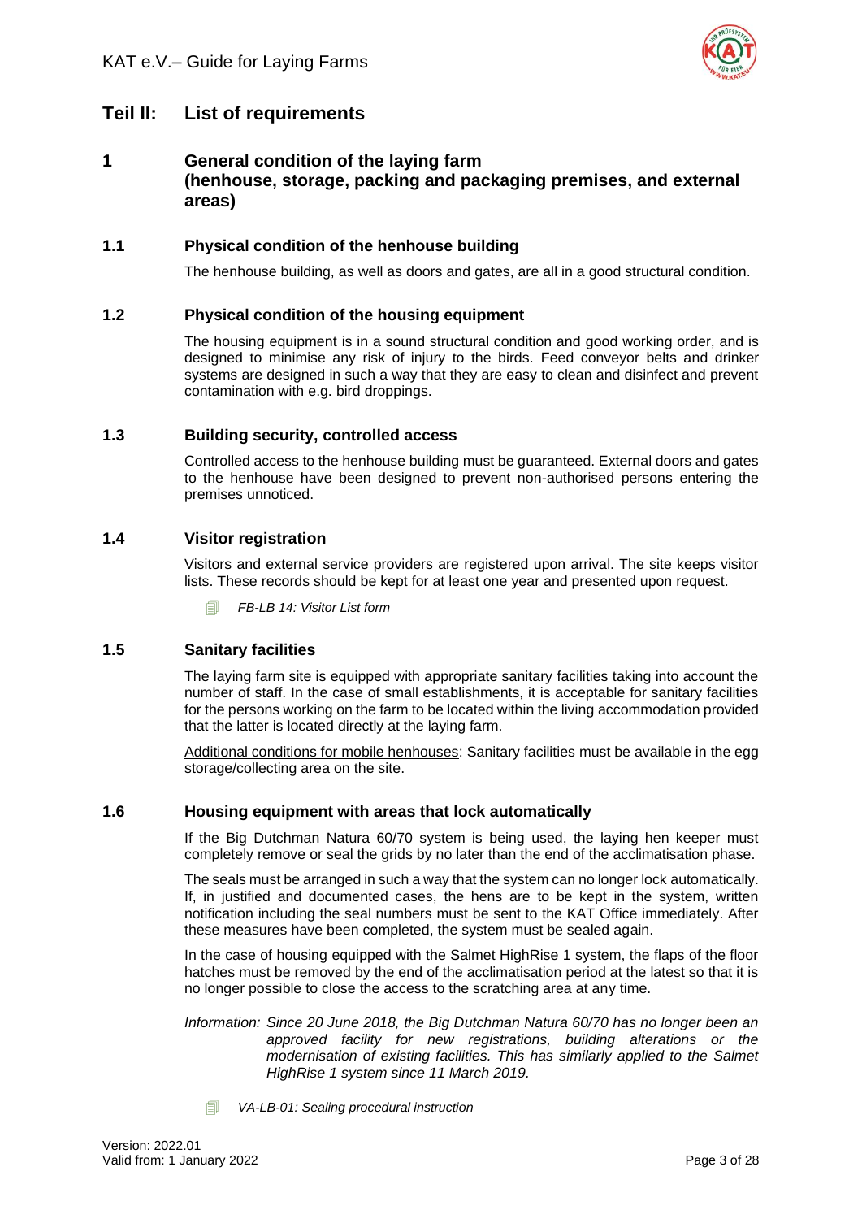# Teil II: List of requirements

## 1 General condition of the laying farm (henhouse, storage, packing and packaging premises, and external areas)

### 1.1 Physical condition of the henhouse building

The henhouse building, as well as doors and gates, are all in a good structural condition.

### 1.2 Physical condition of the housing equipment

The housing equipment is in a sound structural condition and good working order, and is designed to minimise any risk of injury to the birds. Feed conveyor belts and drinker systems are designed in such a way that they are easy to clean and disinfect and prevent contamination with e.g. bird droppings.

### 1.3 Building security, controlled access

Controlled access to the henhouse building must be guaranteed. External doors and gates to the henhouse have been designed to prevent non-authorised persons entering the premises unnoticed.

### 1.4 Visitor registration

Visitors and external service providers are registered upon arrival. The site keeps visitor lists. These records should be kept for at least one year and presented upon request.

*FB-LB 14: Visitor List form*

### 1.5 Sanitary facilities

The laying farm site is equipped with appropriate sanitary facilities taking into account the number of staff. In the case of small establishments, it is acceptable for sanitary facilities for the persons working on the farm to be located within the living accommodation provided that the latter is located directly at the laying farm.

Additional conditions for mobile henhouses: Sanitary facilities must be available in the egg storage/collecting area on the site.

### 1.6 Housing equipment with areas that lock automatically

If the Big Dutchman Natura 60/70 system is being used, the laying hen keeper must completely remove or seal the grids by no later than the end of the acclimatisation phase.

The seals must be arranged in such a way that the system can no longer lock automatically. If, in justified and documented cases, the hens are to be kept in the system, written notification including the seal numbers must be sent to the KAT Office immediately. After these measures have been completed, the system must be sealed again.

In the case of housing equipped with the Salmet HighRise 1 system, the flaps of the floor hatches must be removed by the end of the acclimatisation period at the latest so that it is no longer possible to close the access to the scratching area at any time.

*Information: Since 20 June 2018, the Big Dutchman Natura 60/70 has no longer been an approved facility for new registrations, building alterations or the modernisation of existing facilities. This has similarly applied to the Salmet HighRise 1 system since 11 March 2019.*

*VA-LB-01: Sealing procedural instruction*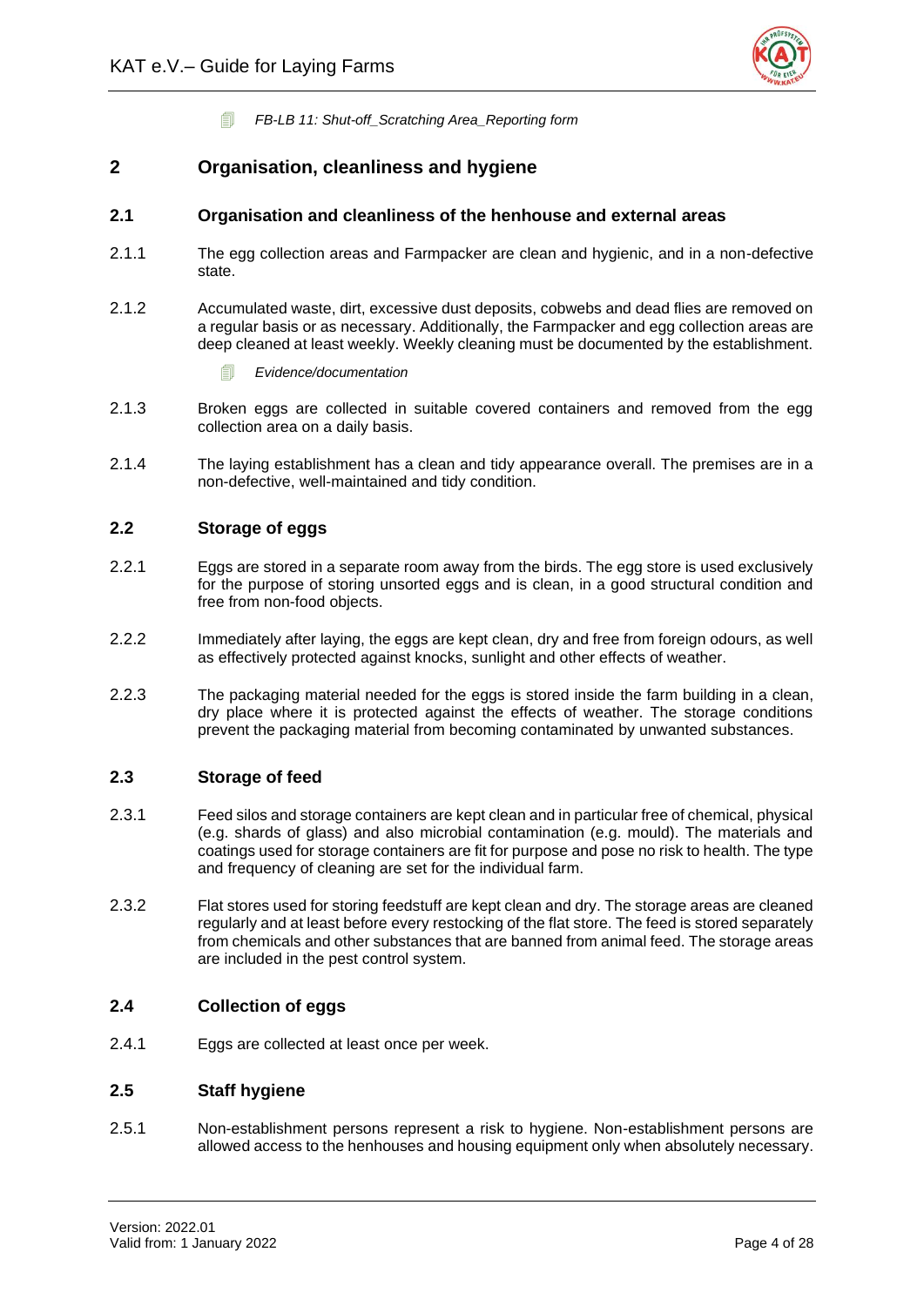*FB-LB 11: Shut-off_Scratching Area_Reporting form*

## 2 Organisation, cleanliness and hygiene

### 2.1 Organisation and cleanliness of the henhouse and external areas

2.1.1 The egg collection areas and Farmpacker are clean and hygienic, and in a non-defective state.

2.1.2 Accumulated waste, dirt, excessive dust deposits, cobwebs and dead flies are removed on a regular basis or as necessary. Additionally, the Farmpacker and egg collection areas are deep cleaned at least weekly. Weekly cleaning must be documented by the establishment.

*Evidence/documentation*

2.1.3 Broken eggs are collected in suitable covered containers and removed from the egg collection area on a daily basis.

2.1.4 The laying establishment has a clean and tidy appearance overall. The premises are in a non-defective, well-maintained and tidy condition.

### 2.2 Storage of eggs

2.2.1 Eggs are stored in a separate room away from the birds. The egg store is used exclusively for the purpose of storing unsorted eggs and is clean, in a good structural condition and free from non-food objects.

2.2.2 Immediately after laying, the eggs are kept clean, dry and free from foreign odours, as well as effectively protected against knocks, sunlight and other effects of weather.

2.2.3 The packaging material needed for the eggs is stored inside the farm building in a clean, dry place where it is protected against the effects of weather. The storage conditions prevent the packaging material from becoming contaminated by unwanted substances.

### 2.3 Storage of feed

2.3.1 Feed silos and storage containers are kept clean and in particular free of chemical, physical (e.g. shards of glass) and also microbial contamination (e.g. mould). The materials and coatings used for storage containers are fit for purpose and pose no risk to health. The type and frequency of cleaning are set for the individual farm.

2.3.2 Flat stores used for storing feedstuff are kept clean and dry. The storage areas are cleaned regularly and at least before every restocking of the flat store. The feed is stored separately from chemicals and other substances that are banned from animal feed. The storage areas are included in the pest control system.

### 2.4 Collection of eggs

2.4.1 Eggs are collected at least once per week.

### 2.5 Staff hygiene

2.5.1 Non-establishment persons represent a risk to hygiene. Non-establishment persons are allowed access to the henhouses and housing equipment only when absolutely necessary.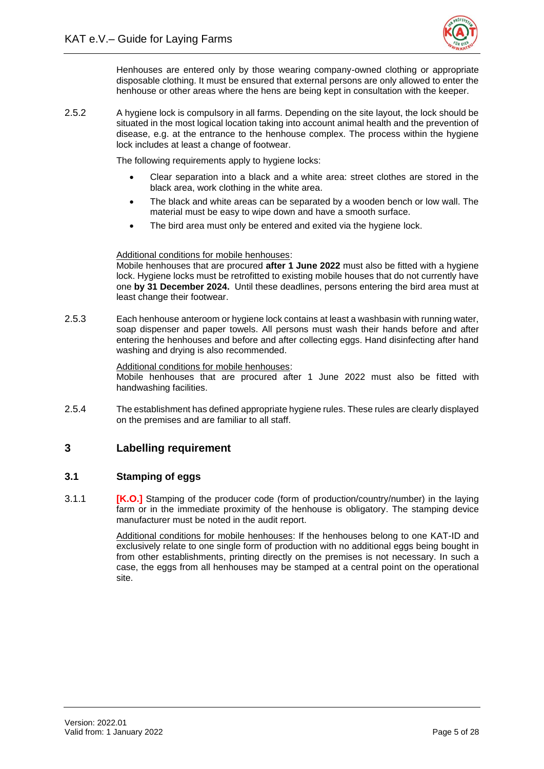Henhouses are entered only by those wearing company-owned clothing or appropriate disposable clothing. It must be ensured that external persons are only allowed to enter the henhouse or other areas where the hens are being kept in consultation with the keeper.

2.5.2 A hygiene lock is compulsory in all farms. Depending on the site layout, the lock should be situated in the most logical location taking into account animal health and the prevention of disease, e.g. at the entrance to the henhouse complex. The process within the hygiene lock includes at least a change of footwear.

The following requirements apply to hygiene locks:

- Clear separation into a black and a white area: street clothes are stored in the black area, work clothing in the white area.
- The black and white areas can be separated by a wooden bench or low wall. The material must be easy to wipe down and have a smooth surface.
- The bird area must only be entered and exited via the hygiene lock.

Additional conditions for mobile henhouses:
Mobile henhouses that are procured **after 1 June 2022** must also be fitted with a hygiene lock. Hygiene locks must be retrofitted to existing mobile houses that do not currently have one **by 31 December 2024.** Until these deadlines, persons entering the bird area must at least change their footwear.

2.5.3 Each henhouse anteroom or hygiene lock contains at least a washbasin with running water, soap dispenser and paper towels. All persons must wash their hands before and after entering the henhouses and before and after collecting eggs. Hand disinfecting after hand washing and drying is also recommended.

Additional conditions for mobile henhouses:
Mobile henhouses that are procured after 1 June 2022 must also be fitted with handwashing facilities.

2.5.4 The establishment has defined appropriate hygiene rules. These rules are clearly displayed on the premises and are familiar to all staff.

# 3 Labelling requirement

## 3.1 Stamping of eggs

3.1.1 **[K.O.]** Stamping of the producer code (form of production/country/number) in the laying farm or in the immediate proximity of the henhouse is obligatory. The stamping device manufacturer must be noted in the audit report.

Additional conditions for mobile henhouses: If the henhouses belong to one KAT-ID and exclusively relate to one single form of production with no additional eggs being bought in from other establishments, printing directly on the premises is not necessary. In such a case, the eggs from all henhouses may be stamped at a central point on the operational site.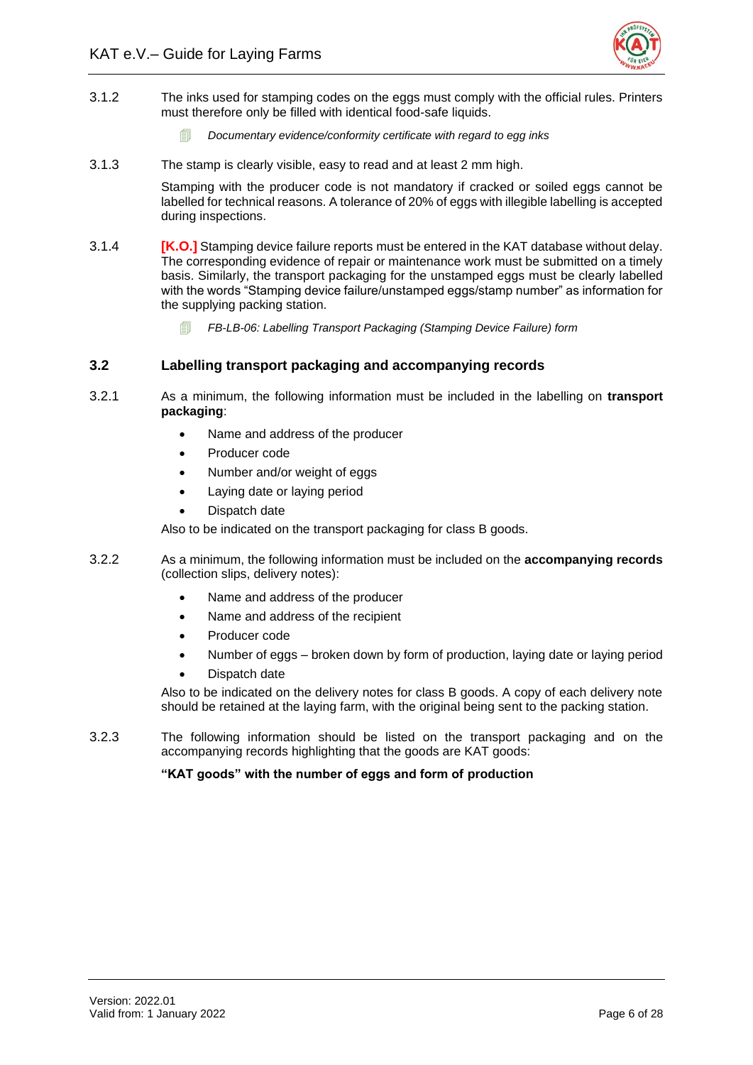3.1.2 The inks used for stamping codes on the eggs must comply with the official rules. Printers must therefore only be filled with identical food-safe liquids.

> *Documentary evidence/conformity certificate with regard to egg inks*

3.1.3 The stamp is clearly visible, easy to read and at least 2 mm high.

Stamping with the producer code is not mandatory if cracked or soiled eggs cannot be labelled for technical reasons. A tolerance of 20% of eggs with illegible labelling is accepted during inspections.

3.1.4 **[K.O.]** Stamping device failure reports must be entered in the KAT database without delay. The corresponding evidence of repair or maintenance work must be submitted on a timely basis. Similarly, the transport packaging for the unstamped eggs must be clearly labelled with the words "Stamping device failure/unstamped eggs/stamp number" as information for the supplying packing station.

> *FB-LB-06: Labelling Transport Packaging (Stamping Device Failure) form*

## 3.2 Labelling transport packaging and accompanying records

3.2.1 As a minimum, the following information must be included in the labelling on **transport packaging**:

- Name and address of the producer
- Producer code
- Number and/or weight of eggs
- Laying date or laying period
- Dispatch date

Also to be indicated on the transport packaging for class B goods.

3.2.2 As a minimum, the following information must be included on the **accompanying records** (collection slips, delivery notes):

- Name and address of the producer
- Name and address of the recipient
- Producer code
- Number of eggs – broken down by form of production, laying date or laying period
- Dispatch date

Also to be indicated on the delivery notes for class B goods. A copy of each delivery note should be retained at the laying farm, with the original being sent to the packing station.

3.2.3 The following information should be listed on the transport packaging and on the accompanying records highlighting that the goods are KAT goods:

**"KAT goods" with the number of eggs and form of production**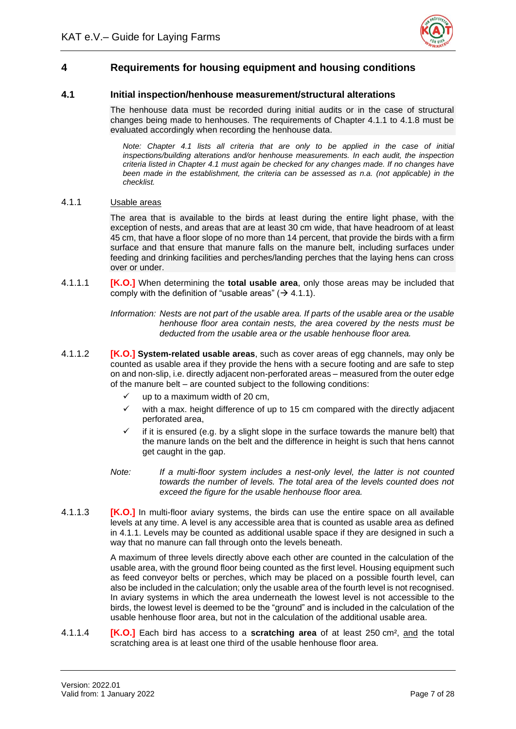# 4 Requirements for housing equipment and housing conditions

## 4.1 Initial inspection/henhouse measurement/structural alterations

The henhouse data must be recorded during initial audits or in the case of structural changes being made to henhouses. The requirements of Chapter 4.1.1 to 4.1.8 must be evaluated accordingly when recording the henhouse data.

*Note: Chapter 4.1 lists all criteria that are only to be applied in the case of initial inspections/building alterations and/or henhouse measurements. In each audit, the inspection criteria listed in Chapter 4.1 must again be checked for any changes made. If no changes have been made in the establishment, the criteria can be assessed as n.a. (not applicable) in the checklist.*

### 4.1.1 Usable areas

The area that is available to the birds at least during the entire light phase, with the exception of nests, and areas that are at least 30 cm wide, that have headroom of at least 45 cm, that have a floor slope of no more than 14 percent, that provide the birds with a firm surface and that ensure that manure falls on the manure belt, including surfaces under feeding and drinking facilities and perches/landing perches that the laying hens can cross over or under.

**4.1.1.1** **[K.O.]** When determining the **total usable area**, only those areas may be included that comply with the definition of "usable areas" (→ 4.1.1).

*Information: Nests are not part of the usable area. If parts of the usable area or the usable henhouse floor area contain nests, the area covered by the nests must be deducted from the usable area or the usable henhouse floor area.*

**4.1.1.2** **[K.O.]** **System-related usable areas**, such as cover areas of egg channels, may only be counted as usable area if they provide the hens with a secure footing and are safe to step on and non-slip, i.e. directly adjacent non-perforated areas – measured from the outer edge of the manure belt – are counted subject to the following conditions:

- ✓ up to a maximum width of 20 cm,
- ✓ with a max. height difference of up to 15 cm compared with the directly adjacent perforated area,
- ✓ if it is ensured (e.g. by a slight slope in the surface towards the manure belt) that the manure lands on the belt and the difference in height is such that hens cannot get caught in the gap.

*Note: If a multi-floor system includes a nest-only level, the latter is not counted towards the number of levels. The total area of the levels counted does not exceed the figure for the usable henhouse floor area.*

**4.1.1.3** **[K.O.]** In multi-floor aviary systems, the birds can use the entire space on all available levels at any time. A level is any accessible area that is counted as usable area as defined in 4.1.1. Levels may be counted as additional usable space if they are designed in such a way that no manure can fall through onto the levels beneath.

A maximum of three levels directly above each other are counted in the calculation of the usable area, with the ground floor being counted as the first level. Housing equipment such as feed conveyor belts or perches, which may be placed on a possible fourth level, can also be included in the calculation; only the usable area of the fourth level is not recognised. In aviary systems in which the area underneath the lowest level is not accessible to the birds, the lowest level is deemed to be the "ground" and is included in the calculation of the usable henhouse floor area, but not in the calculation of the additional usable area.

**4.1.1.4** **[K.O.]** Each bird has access to a **scratching area** of at least 250 cm², <u>and</u> the total scratching area is at least one third of the usable henhouse floor area.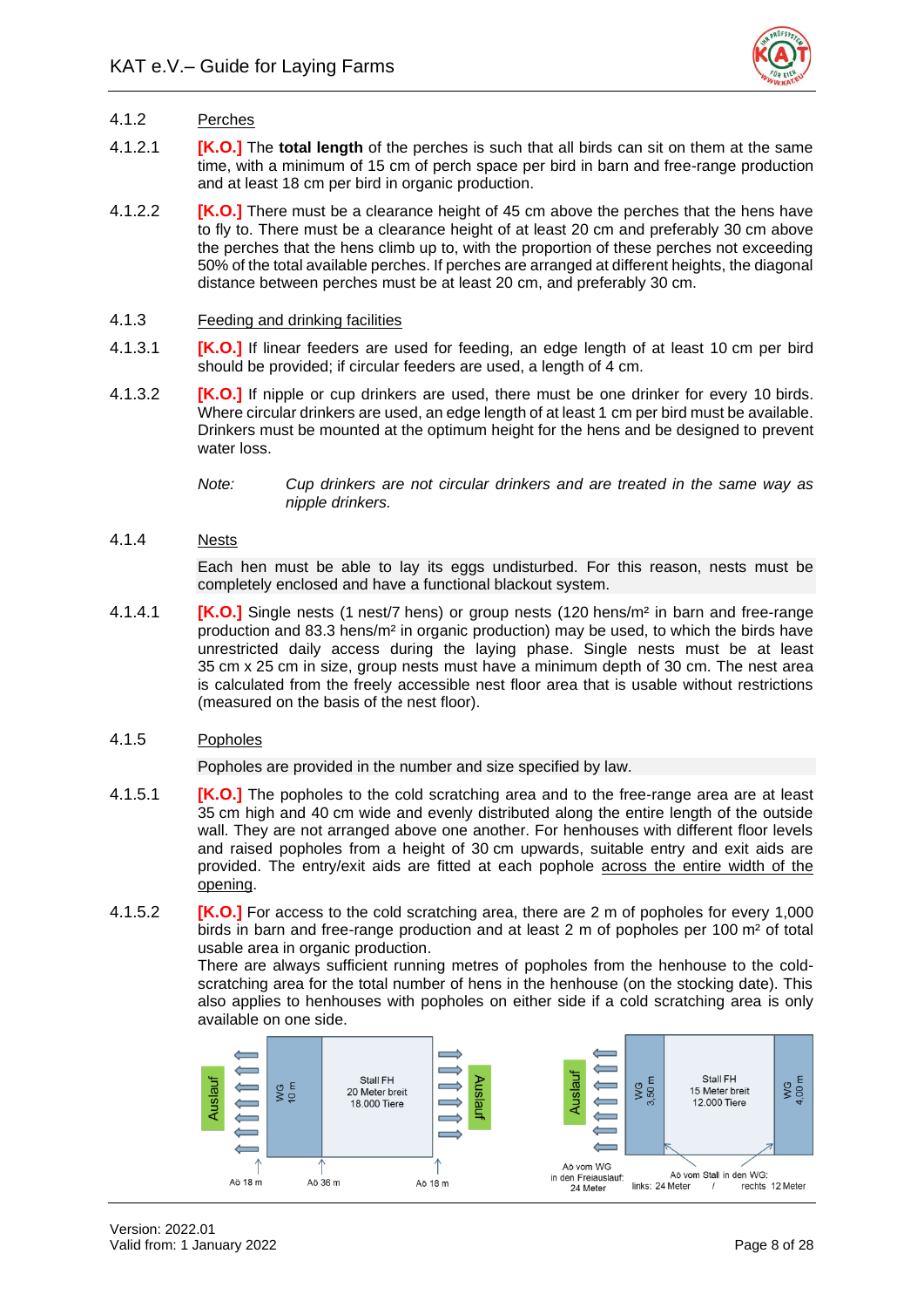### 4.1.2 Perches

**4.1.2.1** **[K.O.]** The **total length** of the perches is such that all birds can sit on them at the same time, with a minimum of 15 cm of perch space per bird in barn and free-range production and at least 18 cm per bird in organic production.

**4.1.2.2** **[K.O.]** There must be a clearance height of 45 cm above the perches that the hens have to fly to. There must be a clearance height of at least 20 cm and preferably 30 cm above the perches that the hens climb up to, with the proportion of these perches not exceeding 50% of the total available perches. If perches are arranged at different heights, the diagonal distance between perches must be at least 20 cm, and preferably 30 cm.

### 4.1.3 Feeding and drinking facilities

**4.1.3.1** **[K.O.]** If linear feeders are used for feeding, an edge length of at least 10 cm per bird should be provided; if circular feeders are used, a length of 4 cm.

**4.1.3.2** **[K.O.]** If nipple or cup drinkers are used, there must be one drinker for every 10 birds. Where circular drinkers are used, an edge length of at least 1 cm per bird must be available. Drinkers must be mounted at the optimum height for the hens and be designed to prevent water loss.

*Note: Cup drinkers are not circular drinkers and are treated in the same way as nipple drinkers.*

### 4.1.4 Nests

Each hen must be able to lay its eggs undisturbed. For this reason, nests must be completely enclosed and have a functional blackout system.

**4.1.4.1** **[K.O.]** Single nests (1 nest/7 hens) or group nests (120 hens/m² in barn and free-range production and 83.3 hens/m² in organic production) may be used, to which the birds have unrestricted daily access during the laying phase. Single nests must be at least 35 cm x 25 cm in size, group nests must have a minimum depth of 30 cm. The nest area is calculated from the freely accessible nest floor area that is usable without restrictions (measured on the basis of the nest floor).

### 4.1.5 Popholes

Popholes are provided in the number and size specified by law.

**4.1.5.1** **[K.O.]** The popholes to the cold scratching area and to the free-range area are at least 35 cm high and 40 cm wide and evenly distributed along the entire length of the outside wall. They are not arranged above one another. For henhouses with different floor levels and raised popholes from a height of 30 cm upwards, suitable entry and exit aids are provided. The entry/exit aids are fitted at each pophole across the entire width of the opening.

**4.1.5.2** **[K.O.]** For access to the cold scratching area, there are 2 m of popholes for every 1,000 birds in barn and free-range production and at least 2 m of popholes per 100 m² of total usable area in organic production.
There are always sufficient running metres of popholes from the henhouse to the cold-scratching area for the total number of hens in the henhouse (on the stocking date). This also applies to henhouses with popholes on either side if a cold scratching area is only available on one side.

Auslauf | WG 10 m | Stall FH 20 Meter breit 18.000 Tiere | Auslauf
Aö 18 m | Aö 36 m | Aö 18 m

Auslauf | WG 3,50 m | Stall FH 15 Meter breit 12.000 Tiere | WG 4,00 m
Aö vom WG in den Freiauslauf: 24 Meter | Aö vom Stall in den WG: links: 24 Meter / rechts 12 Meter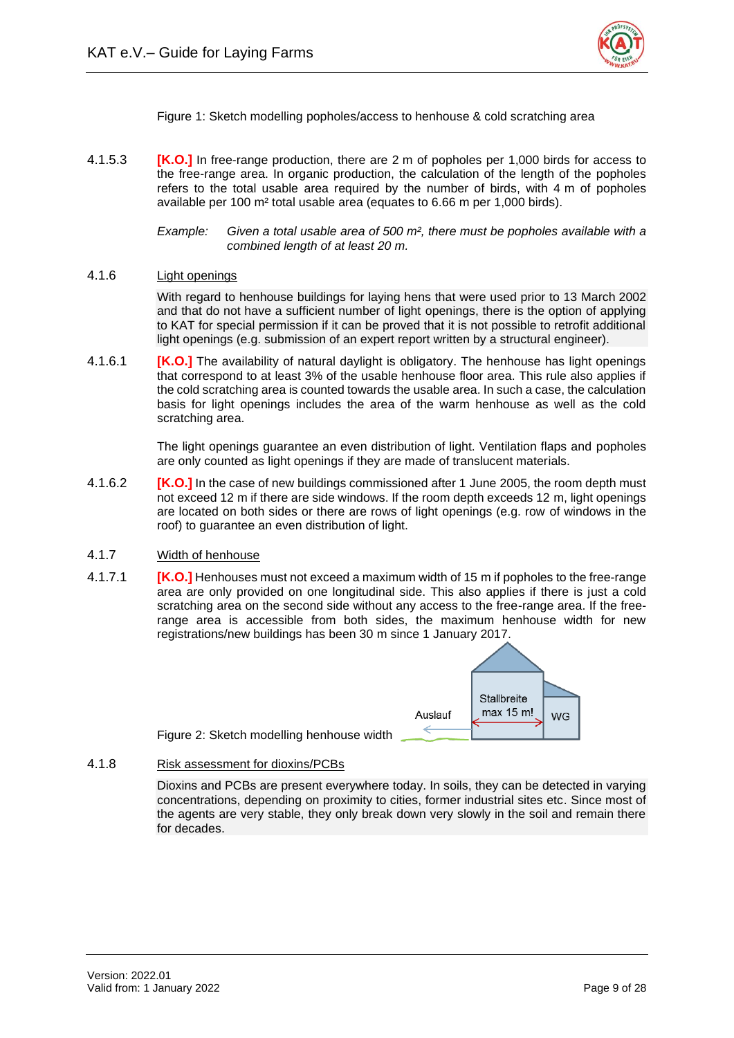Figure 1: Sketch modelling popholes/access to henhouse & cold scratching area

4.1.5.3 **[K.O.]** In free-range production, there are 2 m of popholes per 1,000 birds for access to the free-range area. In organic production, the calculation of the length of the popholes refers to the total usable area required by the number of birds, with 4 m of popholes available per 100 m² total usable area (equates to 6.66 m per 1,000 birds).

*Example: Given a total usable area of 500 m², there must be popholes available with a combined length of at least 20 m.*

### 4.1.6 Light openings

With regard to henhouse buildings for laying hens that were used prior to 13 March 2002 and that do not have a sufficient number of light openings, there is the option of applying to KAT for special permission if it can be proved that it is not possible to retrofit additional light openings (e.g. submission of an expert report written by a structural engineer).

4.1.6.1 **[K.O.]** The availability of natural daylight is obligatory. The henhouse has light openings that correspond to at least 3% of the usable henhouse floor area. This rule also applies if the cold scratching area is counted towards the usable area. In such a case, the calculation basis for light openings includes the area of the warm henhouse as well as the cold scratching area.

The light openings guarantee an even distribution of light. Ventilation flaps and popholes are only counted as light openings if they are made of translucent materials.

4.1.6.2 **[K.O.]** In the case of new buildings commissioned after 1 June 2005, the room depth must not exceed 12 m if there are side windows. If the room depth exceeds 12 m, light openings are located on both sides or there are rows of light openings (e.g. row of windows in the roof) to guarantee an even distribution of light.

### 4.1.7 Width of henhouse

4.1.7.1 **[K.O.]** Henhouses must not exceed a maximum width of 15 m if popholes to the free-range area are only provided on one longitudinal side. This also applies if there is just a cold scratching area on the second side without any access to the free-range area. If the free-range area is accessible from both sides, the maximum henhouse width for new registrations/new buildings has been 30 m since 1 January 2017.

Auslauf | Stallbreite max 15 m! | WG

Figure 2: Sketch modelling henhouse width

### 4.1.8 Risk assessment for dioxins/PCBs

Dioxins and PCBs are present everywhere today. In soils, they can be detected in varying concentrations, depending on proximity to cities, former industrial sites etc. Since most of the agents are very stable, they only break down very slowly in the soil and remain there for decades.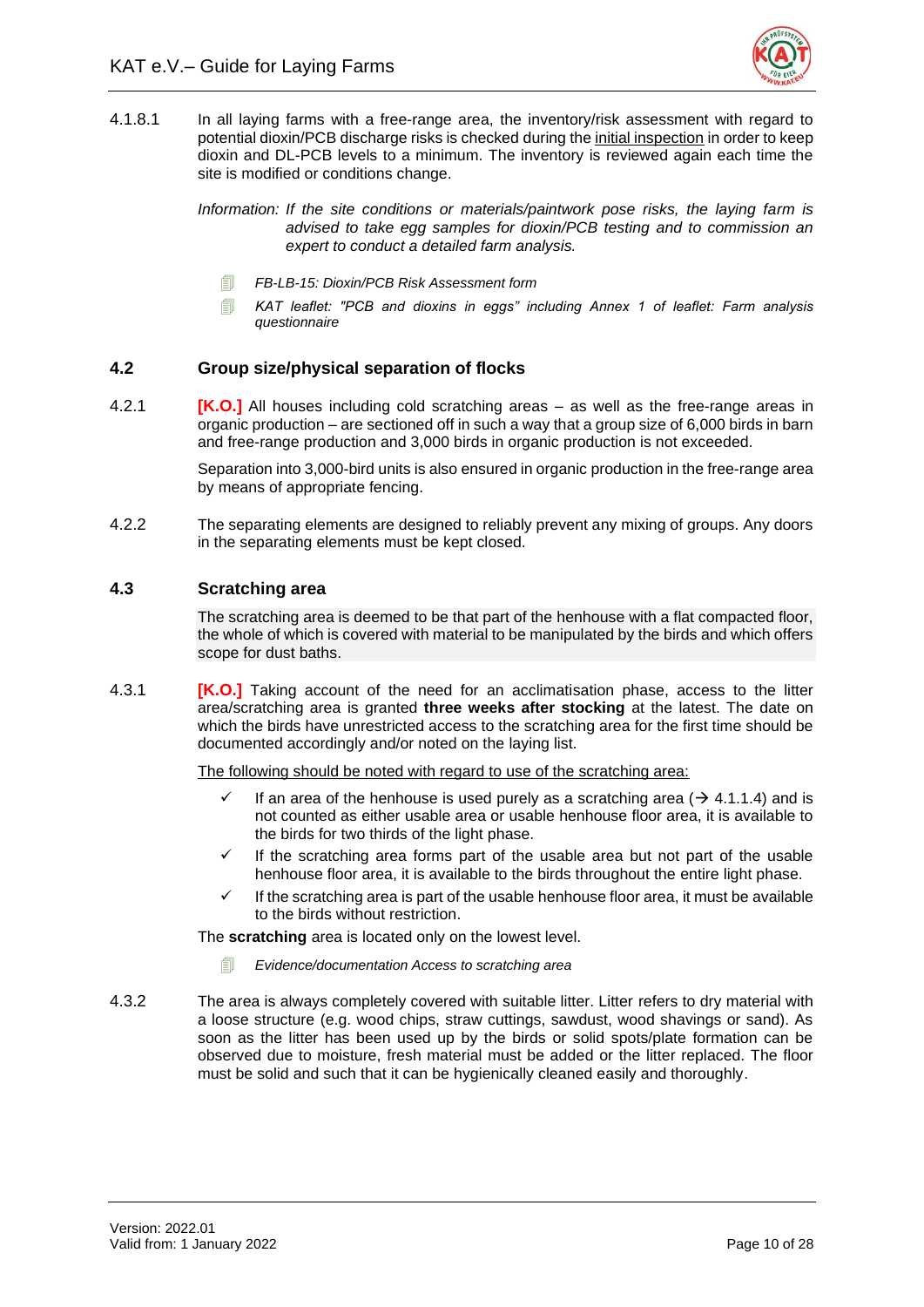4.1.8.1 In all laying farms with a free-range area, the inventory/risk assessment with regard to potential dioxin/PCB discharge risks is checked during the initial inspection in order to keep dioxin and DL-PCB levels to a minimum. The inventory is reviewed again each time the site is modified or conditions change.

*Information: If the site conditions or materials/paintwork pose risks, the laying farm is advised to take egg samples for dioxin/PCB testing and to commission an expert to conduct a detailed farm analysis.*

- *FB-LB-15: Dioxin/PCB Risk Assessment form*
- *KAT leaflet: "PCB and dioxins in eggs" including Annex 1 of leaflet: Farm analysis questionnaire*

## 4.2 Group size/physical separation of flocks

4.2.1 **[K.O.]** All houses including cold scratching areas – as well as the free-range areas in organic production – are sectioned off in such a way that a group size of 6,000 birds in barn and free-range production and 3,000 birds in organic production is not exceeded.

Separation into 3,000-bird units is also ensured in organic production in the free-range area by means of appropriate fencing.

4.2.2 The separating elements are designed to reliably prevent any mixing of groups. Any doors in the separating elements must be kept closed.

## 4.3 Scratching area

The scratching area is deemed to be that part of the henhouse with a flat compacted floor, the whole of which is covered with material to be manipulated by the birds and which offers scope for dust baths.

4.3.1 **[K.O.]** Taking account of the need for an acclimatisation phase, access to the litter area/scratching area is granted **three weeks after stocking** at the latest. The date on which the birds have unrestricted access to the scratching area for the first time should be documented accordingly and/or noted on the laying list.

The following should be noted with regard to use of the scratching area:

- ✓ If an area of the henhouse is used purely as a scratching area (→ 4.1.1.4) and is not counted as either usable area or usable henhouse floor area, it is available to the birds for two thirds of the light phase.
- ✓ If the scratching area forms part of the usable area but not part of the usable henhouse floor area, it is available to the birds throughout the entire light phase.
- ✓ If the scratching area is part of the usable henhouse floor area, it must be available to the birds without restriction.

The **scratching** area is located only on the lowest level.

- *Evidence/documentation Access to scratching area*

4.3.2 The area is always completely covered with suitable litter. Litter refers to dry material with a loose structure (e.g. wood chips, straw cuttings, sawdust, wood shavings or sand). As soon as the litter has been used up by the birds or solid spots/plate formation can be observed due to moisture, fresh material must be added or the litter replaced. The floor must be solid and such that it can be hygienically cleaned easily and thoroughly.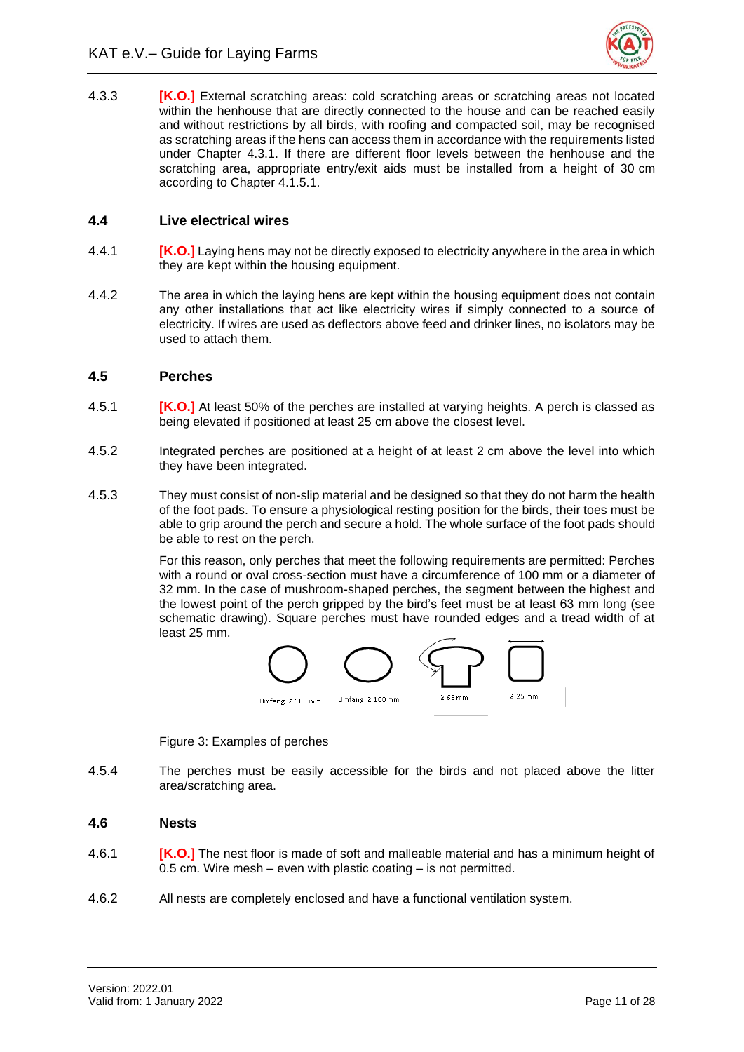4.3.3 **[K.O.]** External scratching areas: cold scratching areas or scratching areas not located within the henhouse that are directly connected to the house and can be reached easily and without restrictions by all birds, with roofing and compacted soil, may be recognised as scratching areas if the hens can access them in accordance with the requirements listed under Chapter 4.3.1. If there are different floor levels between the henhouse and the scratching area, appropriate entry/exit aids must be installed from a height of 30 cm according to Chapter 4.1.5.1.

### 4.4 Live electrical wires

4.4.1 **[K.O.]** Laying hens may not be directly exposed to electricity anywhere in the area in which they are kept within the housing equipment.

4.4.2 The area in which the laying hens are kept within the housing equipment does not contain any other installations that act like electricity wires if simply connected to a source of electricity. If wires are used as deflectors above feed and drinker lines, no isolators may be used to attach them.

### 4.5 Perches

4.5.1 **[K.O.]** At least 50% of the perches are installed at varying heights. A perch is classed as being elevated if positioned at least 25 cm above the closest level.

4.5.2 Integrated perches are positioned at a height of at least 2 cm above the level into which they have been integrated.

4.5.3 They must consist of non-slip material and be designed so that they do not harm the health of the foot pads. To ensure a physiological resting position for the birds, their toes must be able to grip around the perch and secure a hold. The whole surface of the foot pads should be able to rest on the perch.

For this reason, only perches that meet the following requirements are permitted: Perches with a round or oval cross-section must have a circumference of 100 mm or a diameter of 32 mm. In the case of mushroom-shaped perches, the segment between the highest and the lowest point of the perch gripped by the bird's feet must be at least 63 mm long (see schematic drawing). Square perches must have rounded edges and a tread width of at least 25 mm.

Umfang ≥ 100 mm    Umfang ≥ 100 mm    ≥ 63 mm    ≥ 25 mm

Figure 3: Examples of perches

4.5.4 The perches must be easily accessible for the birds and not placed above the litter area/scratching area.

### 4.6 Nests

4.6.1 **[K.O.]** The nest floor is made of soft and malleable material and has a minimum height of 0.5 cm. Wire mesh – even with plastic coating – is not permitted.

4.6.2 All nests are completely enclosed and have a functional ventilation system.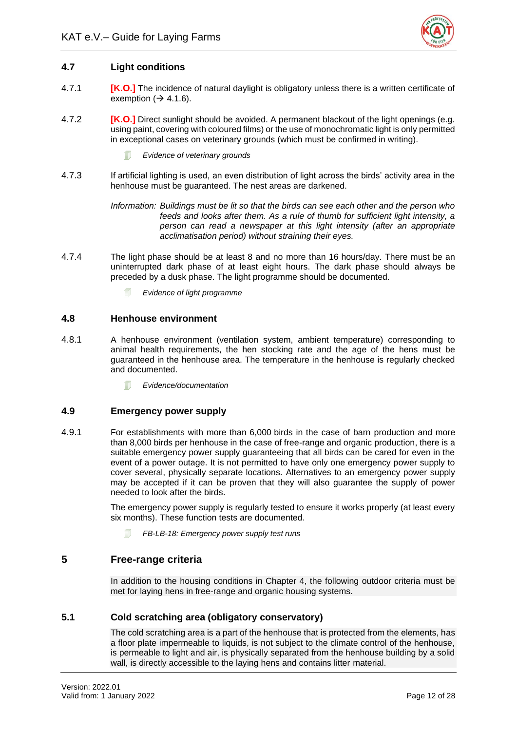## 4.7 Light conditions

4.7.1 **[K.O.]** The incidence of natural daylight is obligatory unless there is a written certificate of exemption (→ 4.1.6).

4.7.2 **[K.O.]** Direct sunlight should be avoided. A permanent blackout of the light openings (e.g. using paint, covering with coloured films) or the use of monochromatic light is only permitted in exceptional cases on veterinary grounds (which must be confirmed in writing).

*Evidence of veterinary grounds*

4.7.3 If artificial lighting is used, an even distribution of light across the birds' activity area in the henhouse must be guaranteed. The nest areas are darkened.

*Information: Buildings must be lit so that the birds can see each other and the person who feeds and looks after them. As a rule of thumb for sufficient light intensity, a person can read a newspaper at this light intensity (after an appropriate acclimatisation period) without straining their eyes.*

4.7.4 The light phase should be at least 8 and no more than 16 hours/day. There must be an uninterrupted dark phase of at least eight hours. The dark phase should always be preceded by a dusk phase. The light programme should be documented.

*Evidence of light programme*

## 4.8 Henhouse environment

4.8.1 A henhouse environment (ventilation system, ambient temperature) corresponding to animal health requirements, the hen stocking rate and the age of the hens must be guaranteed in the henhouse area. The temperature in the henhouse is regularly checked and documented.

*Evidence/documentation*

## 4.9 Emergency power supply

4.9.1 For establishments with more than 6,000 birds in the case of barn production and more than 8,000 birds per henhouse in the case of free-range and organic production, there is a suitable emergency power supply guaranteeing that all birds can be cared for even in the event of a power outage. It is not permitted to have only one emergency power supply to cover several, physically separate locations. Alternatives to an emergency power supply may be accepted if it can be proven that they will also guarantee the supply of power needed to look after the birds.

The emergency power supply is regularly tested to ensure it works properly (at least every six months). These function tests are documented.

*FB-LB-18: Emergency power supply test runs*

# 5 Free-range criteria

In addition to the housing conditions in Chapter 4, the following outdoor criteria must be met for laying hens in free-range and organic housing systems.

## 5.1 Cold scratching area (obligatory conservatory)

The cold scratching area is a part of the henhouse that is protected from the elements, has a floor plate impermeable to liquids, is not subject to the climate control of the henhouse, is permeable to light and air, is physically separated from the henhouse building by a solid wall, is directly accessible to the laying hens and contains litter material.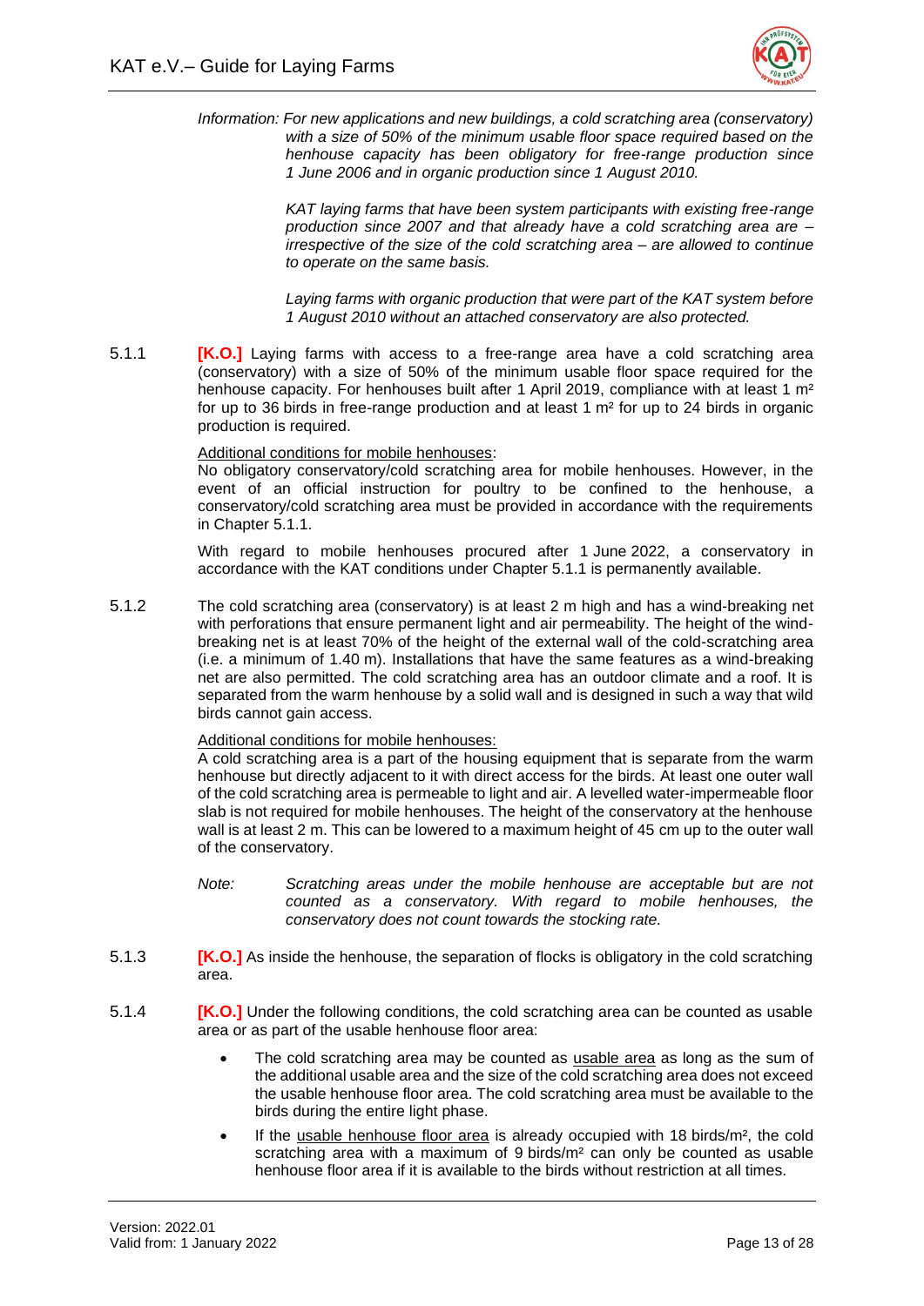*Information: For new applications and new buildings, a cold scratching area (conservatory) with a size of 50% of the minimum usable floor space required based on the henhouse capacity has been obligatory for free-range production since 1 June 2006 and in organic production since 1 August 2010.*

*KAT laying farms that have been system participants with existing free-range production since 2007 and that already have a cold scratching area are – irrespective of the size of the cold scratching area – are allowed to continue to operate on the same basis.*

*Laying farms with organic production that were part of the KAT system before 1 August 2010 without an attached conservatory are also protected.*

5.1.1 **[K.O.]** Laying farms with access to a free-range area have a cold scratching area (conservatory) with a size of 50% of the minimum usable floor space required for the henhouse capacity. For henhouses built after 1 April 2019, compliance with at least 1 m² for up to 36 birds in free-range production and at least 1 m² for up to 24 birds in organic production is required.

Additional conditions for mobile henhouses:
No obligatory conservatory/cold scratching area for mobile henhouses. However, in the event of an official instruction for poultry to be confined to the henhouse, a conservatory/cold scratching area must be provided in accordance with the requirements in Chapter 5.1.1.

With regard to mobile henhouses procured after 1 June 2022, a conservatory in accordance with the KAT conditions under Chapter 5.1.1 is permanently available.

5.1.2 The cold scratching area (conservatory) is at least 2 m high and has a wind-breaking net with perforations that ensure permanent light and air permeability. The height of the wind-breaking net is at least 70% of the height of the external wall of the cold-scratching area (i.e. a minimum of 1.40 m). Installations that have the same features as a wind-breaking net are also permitted. The cold scratching area has an outdoor climate and a roof. It is separated from the warm henhouse by a solid wall and is designed in such a way that wild birds cannot gain access.

Additional conditions for mobile henhouses:
A cold scratching area is a part of the housing equipment that is separate from the warm henhouse but directly adjacent to it with direct access for the birds. At least one outer wall of the cold scratching area is permeable to light and air. A levelled water-impermeable floor slab is not required for mobile henhouses. The height of the conservatory at the henhouse wall is at least 2 m. This can be lowered to a maximum height of 45 cm up to the outer wall of the conservatory.

*Note: Scratching areas under the mobile henhouse are acceptable but are not counted as a conservatory. With regard to mobile henhouses, the conservatory does not count towards the stocking rate.*

5.1.3 **[K.O.]** As inside the henhouse, the separation of flocks is obligatory in the cold scratching area.

5.1.4 **[K.O.]** Under the following conditions, the cold scratching area can be counted as usable area or as part of the usable henhouse floor area:

- The cold scratching area may be counted as usable area as long as the sum of the additional usable area and the size of the cold scratching area does not exceed the usable henhouse floor area. The cold scratching area must be available to the birds during the entire light phase.
- If the usable henhouse floor area is already occupied with 18 birds/m², the cold scratching area with a maximum of 9 birds/m² can only be counted as usable henhouse floor area if it is available to the birds without restriction at all times.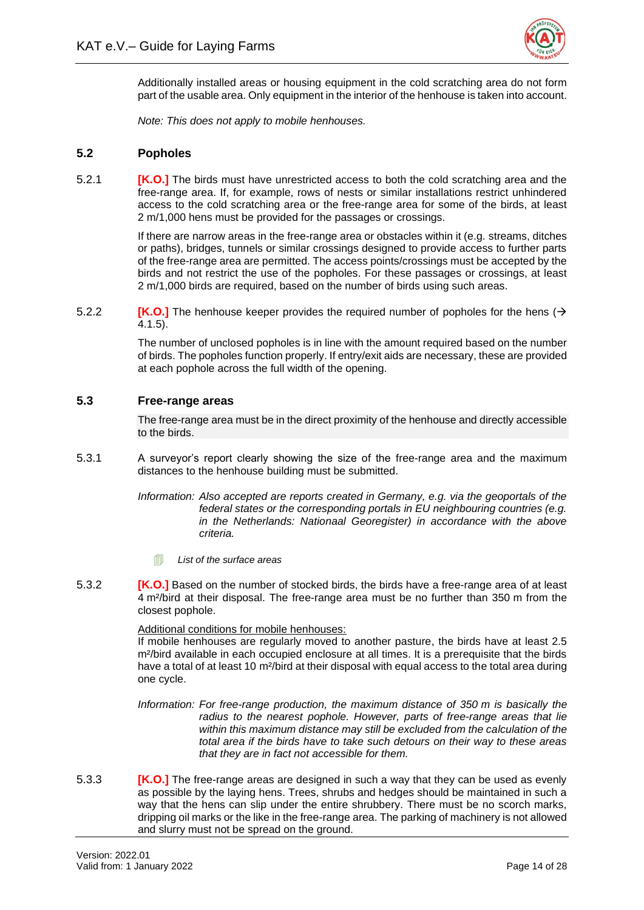Additionally installed areas or housing equipment in the cold scratching area do not form part of the usable area. Only equipment in the interior of the henhouse is taken into account.

*Note: This does not apply to mobile henhouses.*

## 5.2 Popholes

5.2.1 **[K.O.]** The birds must have unrestricted access to both the cold scratching area and the free-range area. If, for example, rows of nests or similar installations restrict unhindered access to the cold scratching area or the free-range area for some of the birds, at least 2 m/1,000 hens must be provided for the passages or crossings.

If there are narrow areas in the free-range area or obstacles within it (e.g. streams, ditches or paths), bridges, tunnels or similar crossings designed to provide access to further parts of the free-range area are permitted. The access points/crossings must be accepted by the birds and not restrict the use of the popholes. For these passages or crossings, at least 2 m/1,000 birds are required, based on the number of birds using such areas.

5.2.2 **[K.O.]** The henhouse keeper provides the required number of popholes for the hens (→ 4.1.5).

The number of unclosed popholes is in line with the amount required based on the number of birds. The popholes function properly. If entry/exit aids are necessary, these are provided at each pophole across the full width of the opening.

## 5.3 Free-range areas

The free-range area must be in the direct proximity of the henhouse and directly accessible to the birds.

5.3.1 A surveyor's report clearly showing the size of the free-range area and the maximum distances to the henhouse building must be submitted.

*Information: Also accepted are reports created in Germany, e.g. via the geoportals of the federal states or the corresponding portals in EU neighbouring countries (e.g. in the Netherlands: Nationaal Georegister) in accordance with the above criteria.*

*List of the surface areas*

5.3.2 **[K.O.]** Based on the number of stocked birds, the birds have a free-range area of at least 4 m²/bird at their disposal. The free-range area must be no further than 350 m from the closest pophole.

Additional conditions for mobile henhouses:
If mobile henhouses are regularly moved to another pasture, the birds have at least 2.5 m²/bird available in each occupied enclosure at all times. It is a prerequisite that the birds have a total of at least 10 m²/bird at their disposal with equal access to the total area during one cycle.

*Information: For free-range production, the maximum distance of 350 m is basically the radius to the nearest pophole. However, parts of free-range areas that lie within this maximum distance may still be excluded from the calculation of the total area if the birds have to take such detours on their way to these areas that they are in fact not accessible for them.*

5.3.3 **[K.O.]** The free-range areas are designed in such a way that they can be used as evenly as possible by the laying hens. Trees, shrubs and hedges should be maintained in such a way that the hens can slip under the entire shrubbery. There must be no scorch marks, dripping oil marks or the like in the free-range area. The parking of machinery is not allowed and slurry must not be spread on the ground.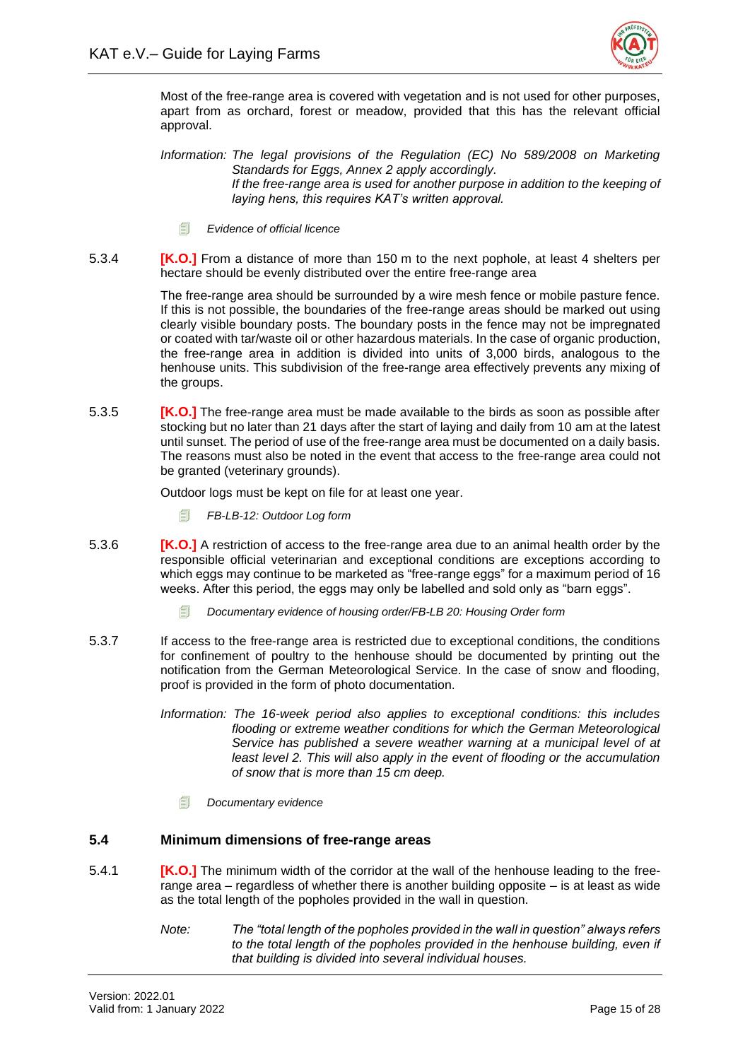Most of the free-range area is covered with vegetation and is not used for other purposes, apart from as orchard, forest or meadow, provided that this has the relevant official approval.

*Information: The legal provisions of the Regulation (EC) No 589/2008 on Marketing Standards for Eggs, Annex 2 apply accordingly.*
*If the free-range area is used for another purpose in addition to the keeping of laying hens, this requires KAT's written approval.*

*Evidence of official licence*

5.3.4 **[K.O.]** From a distance of more than 150 m to the next pophole, at least 4 shelters per hectare should be evenly distributed over the entire free-range area

The free-range area should be surrounded by a wire mesh fence or mobile pasture fence. If this is not possible, the boundaries of the free-range areas should be marked out using clearly visible boundary posts. The boundary posts in the fence may not be impregnated or coated with tar/waste oil or other hazardous materials. In the case of organic production, the free-range area in addition is divided into units of 3,000 birds, analogous to the henhouse units. This subdivision of the free-range area effectively prevents any mixing of the groups.

5.3.5 **[K.O.]** The free-range area must be made available to the birds as soon as possible after stocking but no later than 21 days after the start of laying and daily from 10 am at the latest until sunset. The period of use of the free-range area must be documented on a daily basis. The reasons must also be noted in the event that access to the free-range area could not be granted (veterinary grounds).

Outdoor logs must be kept on file for at least one year.

*FB-LB-12: Outdoor Log form*

5.3.6 **[K.O.]** A restriction of access to the free-range area due to an animal health order by the responsible official veterinarian and exceptional conditions are exceptions according to which eggs may continue to be marketed as "free-range eggs" for a maximum period of 16 weeks. After this period, the eggs may only be labelled and sold only as "barn eggs".

*Documentary evidence of housing order/FB-LB 20: Housing Order form*

5.3.7 If access to the free-range area is restricted due to exceptional conditions, the conditions for confinement of poultry to the henhouse should be documented by printing out the notification from the German Meteorological Service. In the case of snow and flooding, proof is provided in the form of photo documentation.

*Information: The 16-week period also applies to exceptional conditions: this includes flooding or extreme weather conditions for which the German Meteorological Service has published a severe weather warning at a municipal level of at least level 2. This will also apply in the event of flooding or the accumulation of snow that is more than 15 cm deep.*

*Documentary evidence*

## 5.4 Minimum dimensions of free-range areas

5.4.1 **[K.O.]** The minimum width of the corridor at the wall of the henhouse leading to the free-range area – regardless of whether there is another building opposite – is at least as wide as the total length of the popholes provided in the wall in question.

*Note: The "total length of the popholes provided in the wall in question" always refers to the total length of the popholes provided in the henhouse building, even if that building is divided into several individual houses.*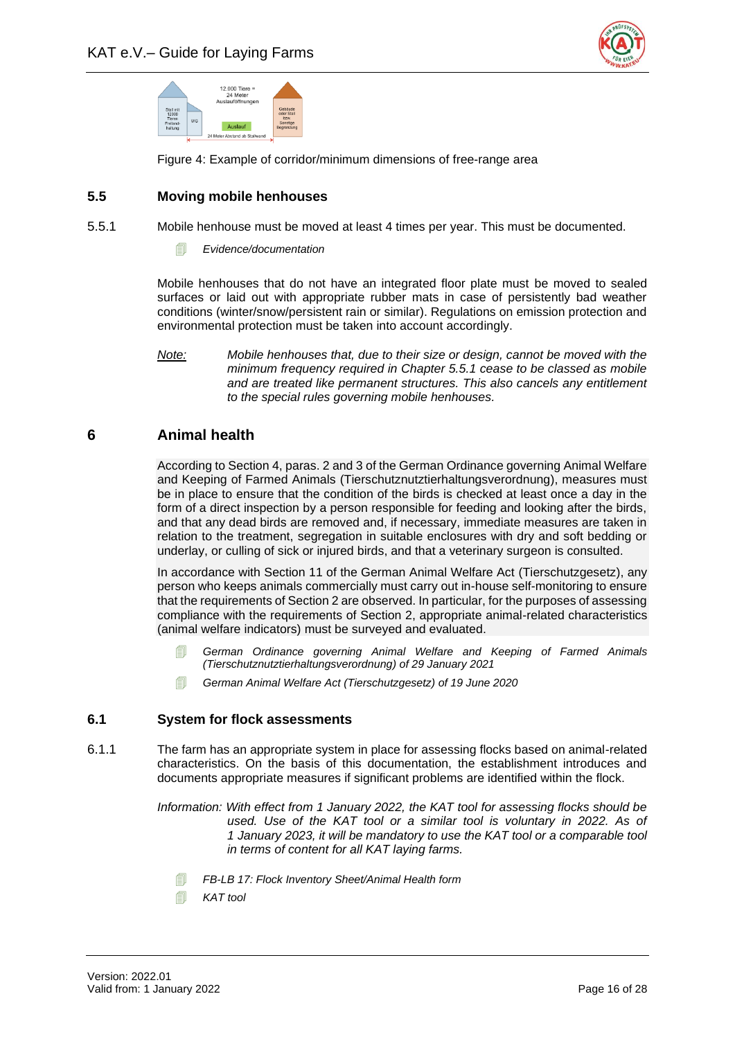Figure 4: Example of corridor/minimum dimensions of free-range area

### 5.5 Moving mobile henhouses

5.5.1 Mobile henhouse must be moved at least 4 times per year. This must be documented.

- *Evidence/documentation*

Mobile henhouses that do not have an integrated floor plate must be moved to sealed surfaces or laid out with appropriate rubber mats in case of persistently bad weather conditions (winter/snow/persistent rain or similar). Regulations on emission protection and environmental protection must be taken into account accordingly.

Note: *Mobile henhouses that, due to their size or design, cannot be moved with the minimum frequency required in Chapter 5.5.1 cease to be classed as mobile and are treated like permanent structures. This also cancels any entitlement to the special rules governing mobile henhouses.*

## 6 Animal health

According to Section 4, paras. 2 and 3 of the German Ordinance governing Animal Welfare and Keeping of Farmed Animals (Tierschutznutztierhaltungsverordnung), measures must be in place to ensure that the condition of the birds is checked at least once a day in the form of a direct inspection by a person responsible for feeding and looking after the birds, and that any dead birds are removed and, if necessary, immediate measures are taken in relation to the treatment, segregation in suitable enclosures with dry and soft bedding or underlay, or culling of sick or injured birds, and that a veterinary surgeon is consulted.

In accordance with Section 11 of the German Animal Welfare Act (Tierschutzgesetz), any person who keeps animals commercially must carry out in-house self-monitoring to ensure that the requirements of Section 2 are observed. In particular, for the purposes of assessing compliance with the requirements of Section 2, appropriate animal-related characteristics (animal welfare indicators) must be surveyed and evaluated.

- *German Ordinance governing Animal Welfare and Keeping of Farmed Animals (Tierschutznutztierhaltungsverordnung) of 29 January 2021*
- *German Animal Welfare Act (Tierschutzgesetz) of 19 June 2020*

### 6.1 System for flock assessments

6.1.1 The farm has an appropriate system in place for assessing flocks based on animal-related characteristics. On the basis of this documentation, the establishment introduces and documents appropriate measures if significant problems are identified within the flock.

*Information: With effect from 1 January 2022, the KAT tool for assessing flocks should be used. Use of the KAT tool or a similar tool is voluntary in 2022. As of 1 January 2023, it will be mandatory to use the KAT tool or a comparable tool in terms of content for all KAT laying farms.*

- *FB-LB 17: Flock Inventory Sheet/Animal Health form*
- *KAT tool*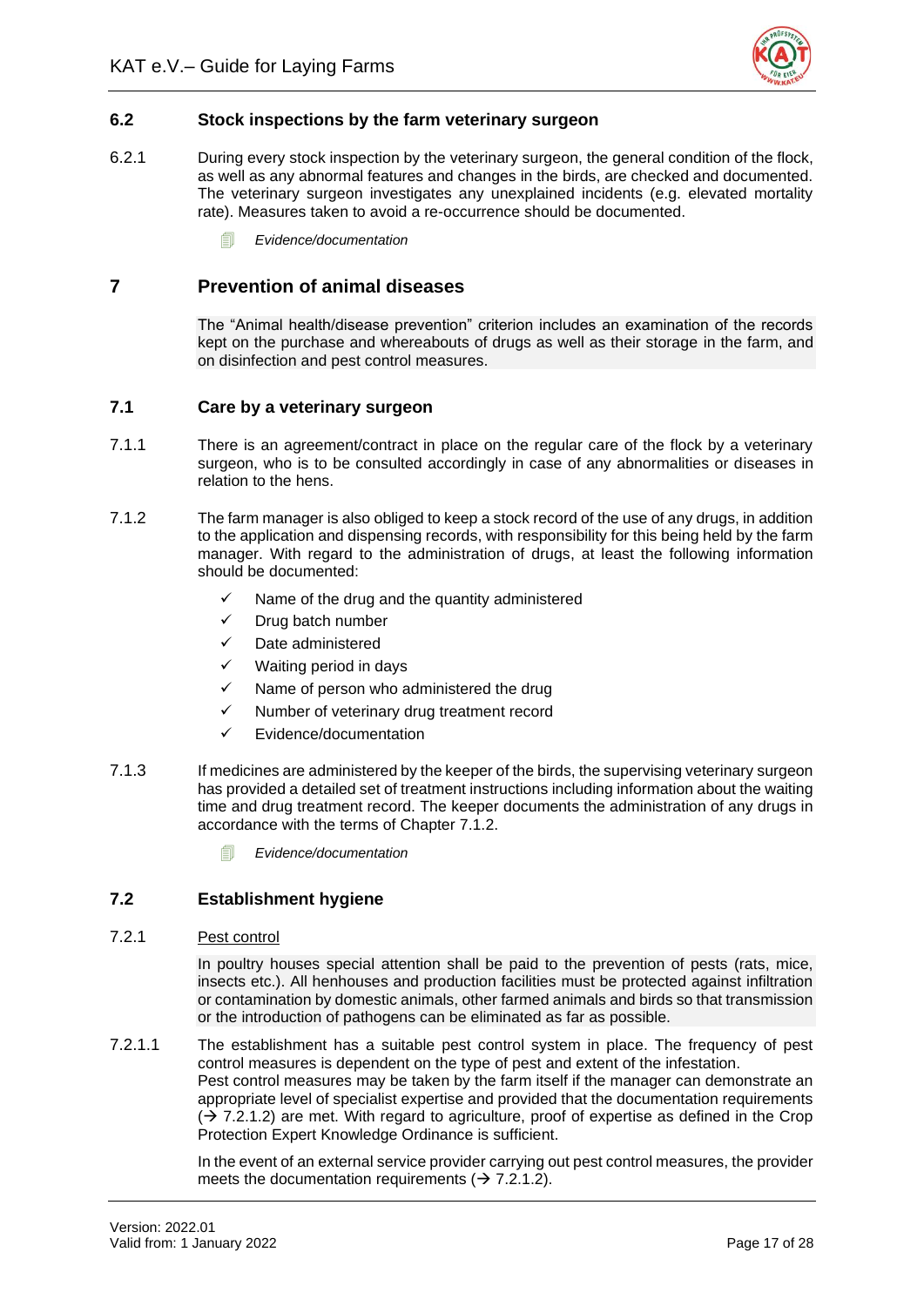## 6.2 Stock inspections by the farm veterinary surgeon

6.2.1 During every stock inspection by the veterinary surgeon, the general condition of the flock, as well as any abnormal features and changes in the birds, are checked and documented. The veterinary surgeon investigates any unexplained incidents (e.g. elevated mortality rate). Measures taken to avoid a re-occurrence should be documented.

*Evidence/documentation*

# 7 Prevention of animal diseases

The "Animal health/disease prevention" criterion includes an examination of the records kept on the purchase and whereabouts of drugs as well as their storage in the farm, and on disinfection and pest control measures.

## 7.1 Care by a veterinary surgeon

7.1.1 There is an agreement/contract in place on the regular care of the flock by a veterinary surgeon, who is to be consulted accordingly in case of any abnormalities or diseases in relation to the hens.

7.1.2 The farm manager is also obliged to keep a stock record of the use of any drugs, in addition to the application and dispensing records, with responsibility for this being held by the farm manager. With regard to the administration of drugs, at least the following information should be documented:

- ✓ Name of the drug and the quantity administered
- ✓ Drug batch number
- ✓ Date administered
- ✓ Waiting period in days
- ✓ Name of person who administered the drug
- ✓ Number of veterinary drug treatment record
- ✓ Evidence/documentation

7.1.3 If medicines are administered by the keeper of the birds, the supervising veterinary surgeon has provided a detailed set of treatment instructions including information about the waiting time and drug treatment record. The keeper documents the administration of any drugs in accordance with the terms of Chapter 7.1.2.

*Evidence/documentation*

## 7.2 Establishment hygiene

7.2.1 <u>Pest control</u>

In poultry houses special attention shall be paid to the prevention of pests (rats, mice, insects etc.). All henhouses and production facilities must be protected against infiltration or contamination by domestic animals, other farmed animals and birds so that transmission or the introduction of pathogens can be eliminated as far as possible.

7.2.1.1 The establishment has a suitable pest control system in place. The frequency of pest control measures is dependent on the type of pest and extent of the infestation.
Pest control measures may be taken by the farm itself if the manager can demonstrate an appropriate level of specialist expertise and provided that the documentation requirements (→ 7.2.1.2) are met. With regard to agriculture, proof of expertise as defined in the Crop Protection Expert Knowledge Ordinance is sufficient.

In the event of an external service provider carrying out pest control measures, the provider meets the documentation requirements (→ 7.2.1.2).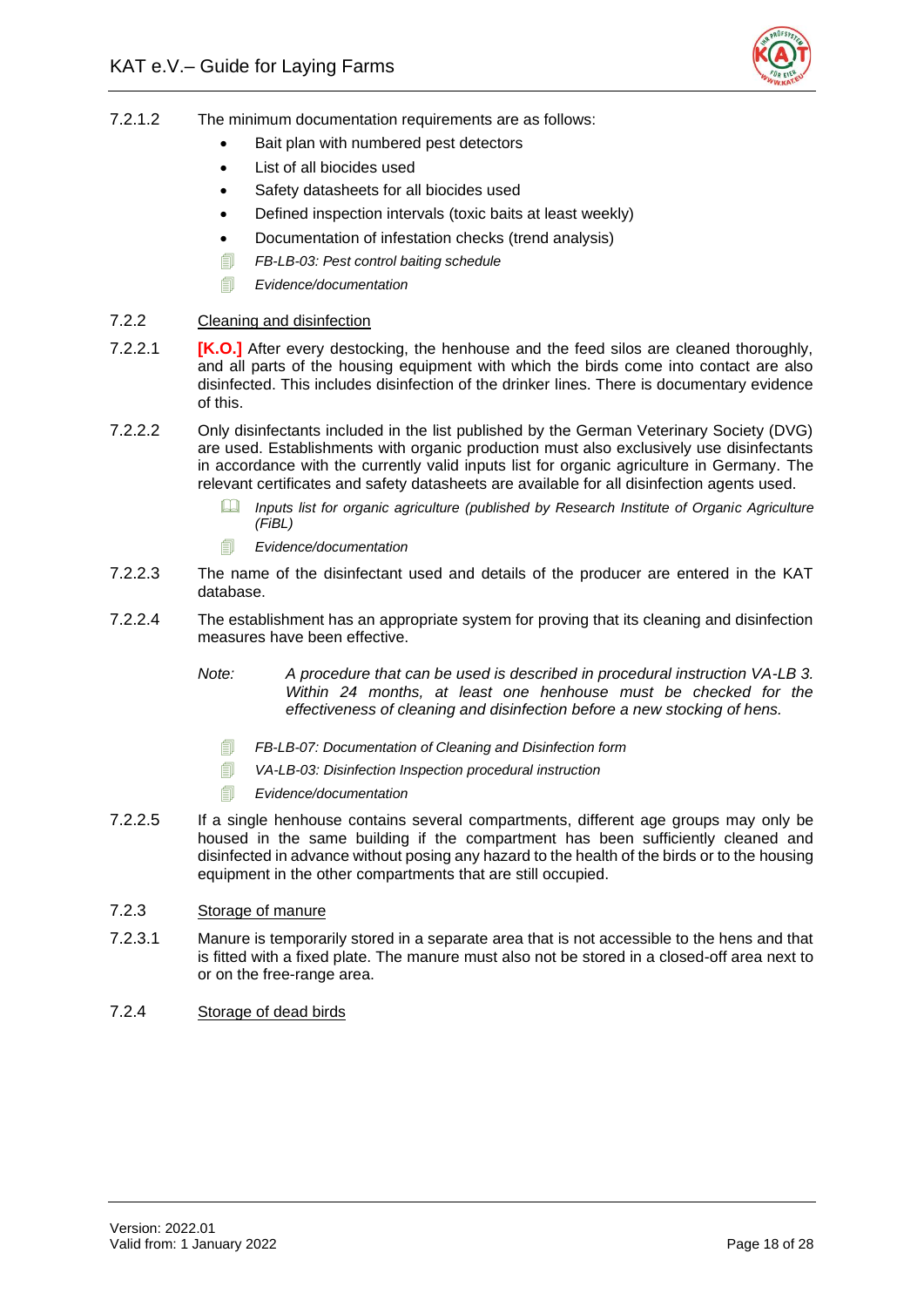7.2.1.2 The minimum documentation requirements are as follows:

- Bait plan with numbered pest detectors
- List of all biocides used
- Safety datasheets for all biocides used
- Defined inspection intervals (toxic baits at least weekly)
- Documentation of infestation checks (trend analysis)

*FB-LB-03: Pest control baiting schedule*

*Evidence/documentation*

### 7.2.2 Cleaning and disinfection

7.2.2.1 **[K.O.]** After every destocking, the henhouse and the feed silos are cleaned thoroughly, and all parts of the housing equipment with which the birds come into contact are also disinfected. This includes disinfection of the drinker lines. There is documentary evidence of this.

7.2.2.2 Only disinfectants included in the list published by the German Veterinary Society (DVG) are used. Establishments with organic production must also exclusively use disinfectants in accordance with the currently valid inputs list for organic agriculture in Germany. The relevant certificates and safety datasheets are available for all disinfection agents used.

*Inputs list for organic agriculture (published by Research Institute of Organic Agriculture (FiBL)*

*Evidence/documentation*

7.2.2.3 The name of the disinfectant used and details of the producer are entered in the KAT database.

7.2.2.4 The establishment has an appropriate system for proving that its cleaning and disinfection measures have been effective.

*Note:* *A procedure that can be used is described in procedural instruction VA-LB 3. Within 24 months, at least one henhouse must be checked for the effectiveness of cleaning and disinfection before a new stocking of hens.*

*FB-LB-07: Documentation of Cleaning and Disinfection form*

*VA-LB-03: Disinfection Inspection procedural instruction*

*Evidence/documentation*

7.2.2.5 If a single henhouse contains several compartments, different age groups may only be housed in the same building if the compartment has been sufficiently cleaned and disinfected in advance without posing any hazard to the health of the birds or to the housing equipment in the other compartments that are still occupied.

### 7.2.3 Storage of manure

7.2.3.1 Manure is temporarily stored in a separate area that is not accessible to the hens and that is fitted with a fixed plate. The manure must also not be stored in a closed-off area next to or on the free-range area.

### 7.2.4 Storage of dead birds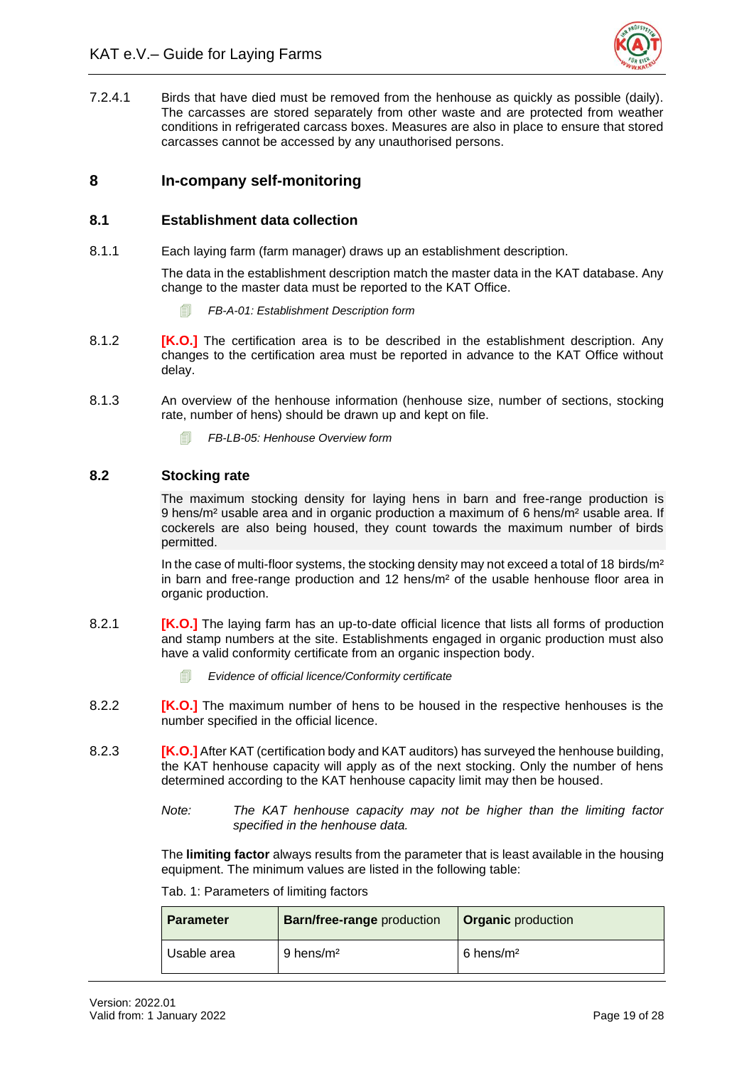7.2.4.1 Birds that have died must be removed from the henhouse as quickly as possible (daily). The carcasses are stored separately from other waste and are protected from weather conditions in refrigerated carcass boxes. Measures are also in place to ensure that stored carcasses cannot be accessed by any unauthorised persons.

# 8 In-company self-monitoring

## 8.1 Establishment data collection

8.1.1 Each laying farm (farm manager) draws up an establishment description.

The data in the establishment description match the master data in the KAT database. Any change to the master data must be reported to the KAT Office.

*FB-A-01: Establishment Description form*

8.1.2 **[K.O.]** The certification area is to be described in the establishment description. Any changes to the certification area must be reported in advance to the KAT Office without delay.

8.1.3 An overview of the henhouse information (henhouse size, number of sections, stocking rate, number of hens) should be drawn up and kept on file.

*FB-LB-05: Henhouse Overview form*

## 8.2 Stocking rate

The maximum stocking density for laying hens in barn and free-range production is 9 hens/m² usable area and in organic production a maximum of 6 hens/m² usable area. If cockerels are also being housed, they count towards the maximum number of birds permitted.

In the case of multi-floor systems, the stocking density may not exceed a total of 18 birds/m² in barn and free-range production and 12 hens/m² of the usable henhouse floor area in organic production.

8.2.1 **[K.O.]** The laying farm has an up-to-date official licence that lists all forms of production and stamp numbers at the site. Establishments engaged in organic production must also have a valid conformity certificate from an organic inspection body.

*Evidence of official licence/Conformity certificate*

8.2.2 **[K.O.]** The maximum number of hens to be housed in the respective henhouses is the number specified in the official licence.

8.2.3 **[K.O.]** After KAT (certification body and KAT auditors) has surveyed the henhouse building, the KAT henhouse capacity will apply as of the next stocking. Only the number of hens determined according to the KAT henhouse capacity limit may then be housed.

*Note:* *The KAT henhouse capacity may not be higher than the limiting factor specified in the henhouse data.*

The **limiting factor** always results from the parameter that is least available in the housing equipment. The minimum values are listed in the following table:

Tab. 1: Parameters of limiting factors

| **Parameter** | **Barn/free-range** production | **Organic** production |
|---|---|---|
| Usable area | 9 hens/m² | 6 hens/m² |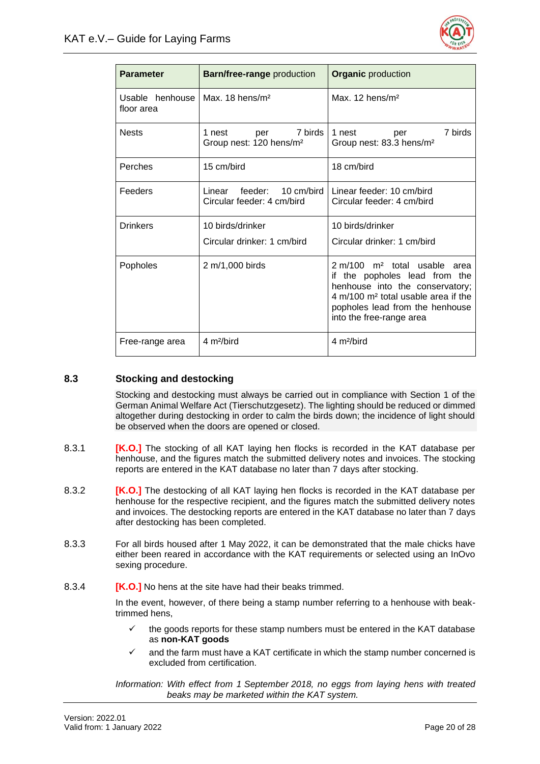| Parameter | Barn/free-range production | Organic production |
|---|---|---|
| Usable henhouse floor area | Max. 18 hens/m² | Max. 12 hens/m² |
| Nests | 1 nest per 7 birds<br>Group nest: 120 hens/m² | 1 nest per 7 birds<br>Group nest: 83.3 hens/m² |
| Perches | 15 cm/bird | 18 cm/bird |
| Feeders | Linear feeder: 10 cm/bird<br>Circular feeder: 4 cm/bird | Linear feeder: 10 cm/bird<br>Circular feeder: 4 cm/bird |
| Drinkers | 10 birds/drinker<br>Circular drinker: 1 cm/bird | 10 birds/drinker<br>Circular drinker: 1 cm/bird |
| Popholes | 2 m/1,000 birds | 2 m/100 m² total usable area if the popholes lead from the henhouse into the conservatory; 4 m/100 m² total usable area if the popholes lead from the henhouse into the free-range area |
| Free-range area | 4 m²/bird | 4 m²/bird |

## 8.3 Stocking and destocking

Stocking and destocking must always be carried out in compliance with Section 1 of the German Animal Welfare Act (Tierschutzgesetz). The lighting should be reduced or dimmed altogether during destocking in order to calm the birds down; the incidence of light should be observed when the doors are opened or closed.

8.3.1 **[K.O.]** The stocking of all KAT laying hen flocks is recorded in the KAT database per henhouse, and the figures match the submitted delivery notes and invoices. The stocking reports are entered in the KAT database no later than 7 days after stocking.

8.3.2 **[K.O.]** The destocking of all KAT laying hen flocks is recorded in the KAT database per henhouse for the respective recipient, and the figures match the submitted delivery notes and invoices. The destocking reports are entered in the KAT database no later than 7 days after destocking has been completed.

8.3.3 For all birds housed after 1 May 2022, it can be demonstrated that the male chicks have either been reared in accordance with the KAT requirements or selected using an InOvo sexing procedure.

8.3.4 **[K.O.]** No hens at the site have had their beaks trimmed.

In the event, however, of there being a stamp number referring to a henhouse with beak-trimmed hens,

- ✓ the goods reports for these stamp numbers must be entered in the KAT database as **non-KAT goods**
- ✓ and the farm must have a KAT certificate in which the stamp number concerned is excluded from certification.

*Information: With effect from 1 September 2018, no eggs from laying hens with treated beaks may be marketed within the KAT system.*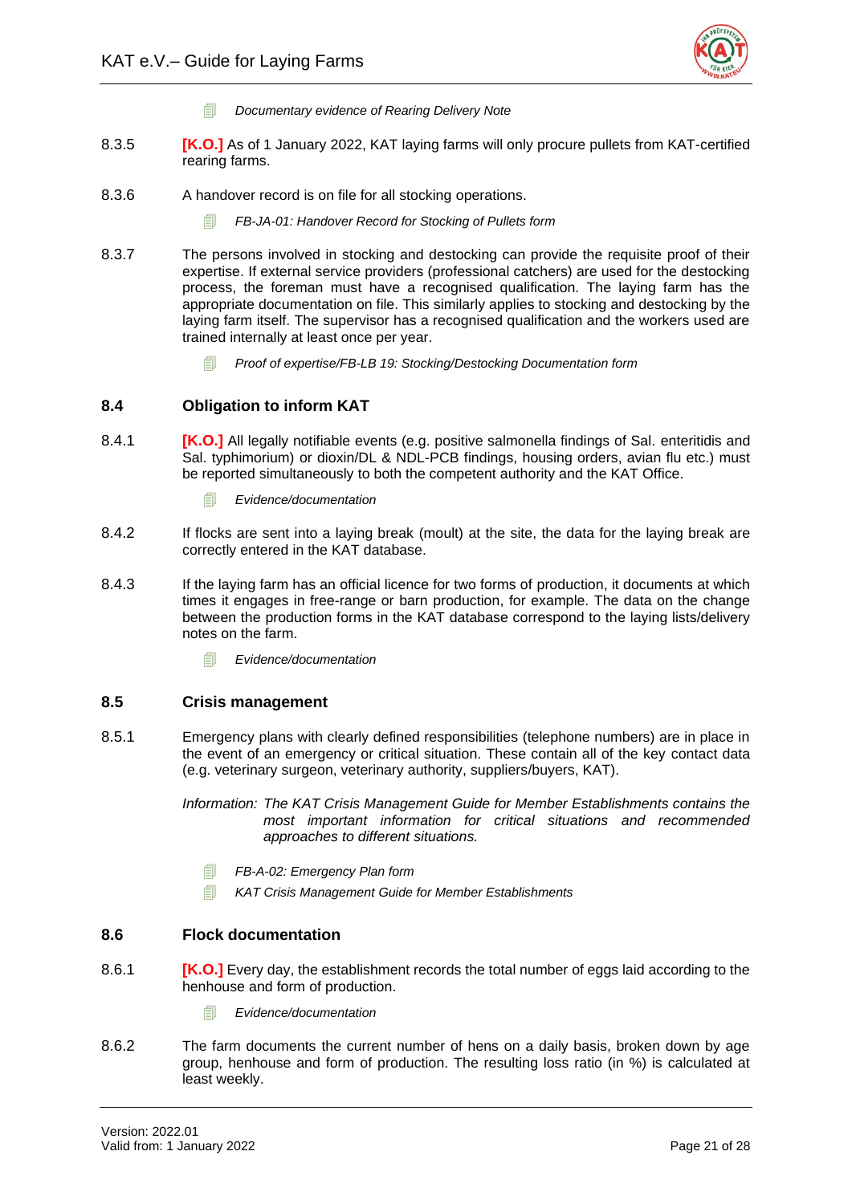*Documentary evidence of Rearing Delivery Note*

8.3.5 **[K.O.]** As of 1 January 2022, KAT laying farms will only procure pullets from KAT-certified rearing farms.

8.3.6 A handover record is on file for all stocking operations.

*FB-JA-01: Handover Record for Stocking of Pullets form*

8.3.7 The persons involved in stocking and destocking can provide the requisite proof of their expertise. If external service providers (professional catchers) are used for the destocking process, the foreman must have a recognised qualification. The laying farm has the appropriate documentation on file. This similarly applies to stocking and destocking by the laying farm itself. The supervisor has a recognised qualification and the workers used are trained internally at least once per year.

*Proof of expertise/FB-LB 19: Stocking/Destocking Documentation form*

## 8.4 Obligation to inform KAT

8.4.1 **[K.O.]** All legally notifiable events (e.g. positive salmonella findings of Sal. enteritidis and Sal. typhimorium) or dioxin/DL & NDL-PCB findings, housing orders, avian flu etc.) must be reported simultaneously to both the competent authority and the KAT Office.

*Evidence/documentation*

8.4.2 If flocks are sent into a laying break (moult) at the site, the data for the laying break are correctly entered in the KAT database.

8.4.3 If the laying farm has an official licence for two forms of production, it documents at which times it engages in free-range or barn production, for example. The data on the change between the production forms in the KAT database correspond to the laying lists/delivery notes on the farm.

*Evidence/documentation*

## 8.5 Crisis management

8.5.1 Emergency plans with clearly defined responsibilities (telephone numbers) are in place in the event of an emergency or critical situation. These contain all of the key contact data (e.g. veterinary surgeon, veterinary authority, suppliers/buyers, KAT).

*Information: The KAT Crisis Management Guide for Member Establishments contains the most important information for critical situations and recommended approaches to different situations.*

*FB-A-02: Emergency Plan form*

*KAT Crisis Management Guide for Member Establishments*

## 8.6 Flock documentation

8.6.1 **[K.O.]** Every day, the establishment records the total number of eggs laid according to the henhouse and form of production.

*Evidence/documentation*

8.6.2 The farm documents the current number of hens on a daily basis, broken down by age group, henhouse and form of production. The resulting loss ratio (in %) is calculated at least weekly.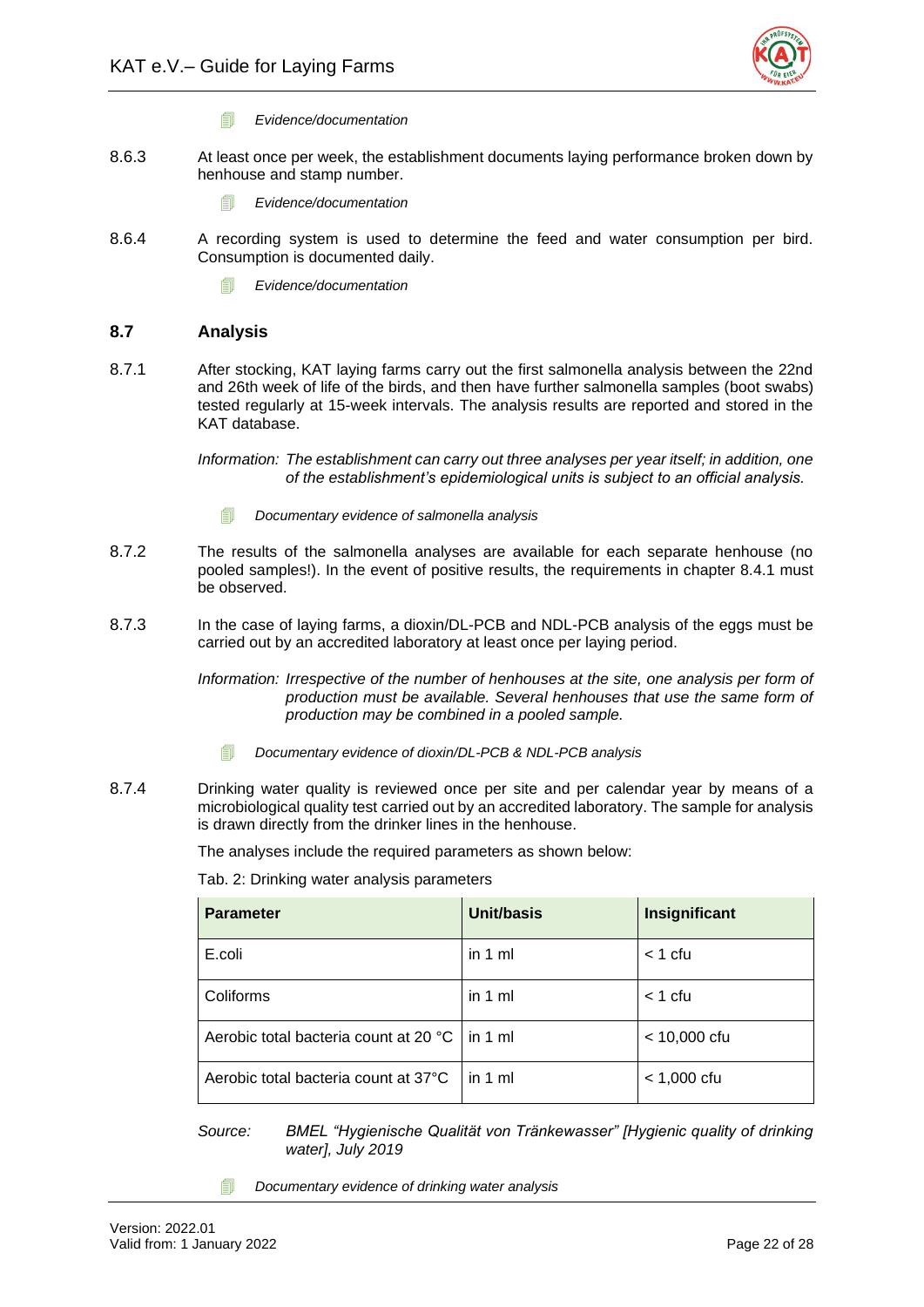*Evidence/documentation*

8.6.3 At least once per week, the establishment documents laying performance broken down by henhouse and stamp number.

*Evidence/documentation*

8.6.4 A recording system is used to determine the feed and water consumption per bird. Consumption is documented daily.

*Evidence/documentation*

## 8.7 Analysis

8.7.1 After stocking, KAT laying farms carry out the first salmonella analysis between the 22nd and 26th week of life of the birds, and then have further salmonella samples (boot swabs) tested regularly at 15-week intervals. The analysis results are reported and stored in the KAT database.

*Information: The establishment can carry out three analyses per year itself; in addition, one of the establishment's epidemiological units is subject to an official analysis.*

*Documentary evidence of salmonella analysis*

8.7.2 The results of the salmonella analyses are available for each separate henhouse (no pooled samples!). In the event of positive results, the requirements in chapter 8.4.1 must be observed.

8.7.3 In the case of laying farms, a dioxin/DL-PCB and NDL-PCB analysis of the eggs must be carried out by an accredited laboratory at least once per laying period.

*Information: Irrespective of the number of henhouses at the site, one analysis per form of production must be available. Several henhouses that use the same form of production may be combined in a pooled sample.*

*Documentary evidence of dioxin/DL-PCB & NDL-PCB analysis*

8.7.4 Drinking water quality is reviewed once per site and per calendar year by means of a microbiological quality test carried out by an accredited laboratory. The sample for analysis is drawn directly from the drinker lines in the henhouse.

The analyses include the required parameters as shown below:

Tab. 2: Drinking water analysis parameters

| Parameter | Unit/basis | Insignificant |
|---|---|---|
| E.coli | in 1 ml | < 1 cfu |
| Coliforms | in 1 ml | < 1 cfu |
| Aerobic total bacteria count at 20 °C | in 1 ml | < 10,000 cfu |
| Aerobic total bacteria count at 37°C | in 1 ml | < 1,000 cfu |

*Source: BMEL "Hygienische Qualität von Tränkewasser" [Hygienic quality of drinking water], July 2019*

*Documentary evidence of drinking water analysis*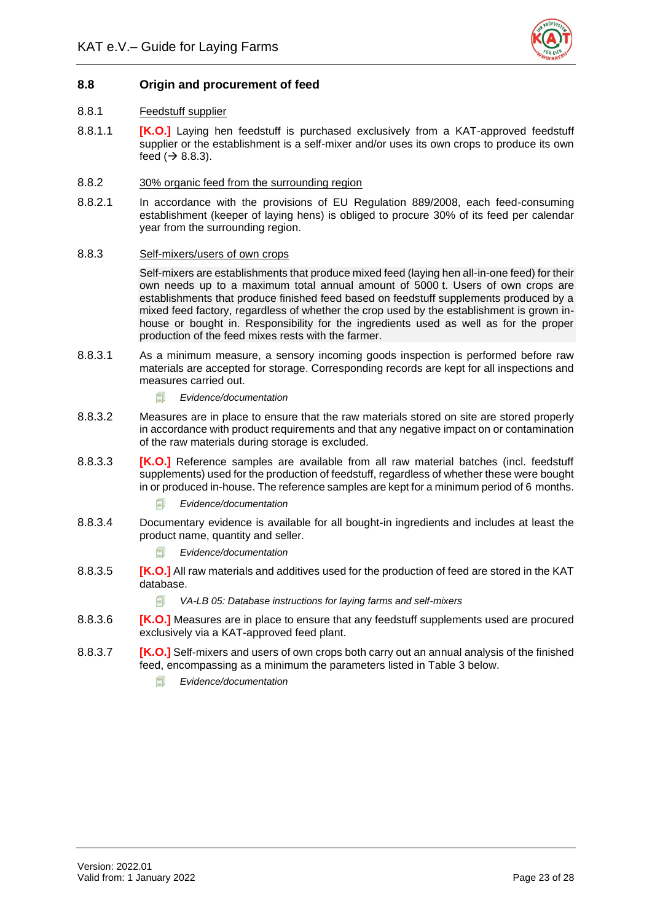## 8.8 Origin and procurement of feed

8.8.1 Feedstuff supplier

8.8.1.1 **[K.O.]** Laying hen feedstuff is purchased exclusively from a KAT-approved feedstuff supplier or the establishment is a self-mixer and/or uses its own crops to produce its own feed (→ 8.8.3).

8.8.2 30% organic feed from the surrounding region

8.8.2.1 In accordance with the provisions of EU Regulation 889/2008, each feed-consuming establishment (keeper of laying hens) is obliged to procure 30% of its feed per calendar year from the surrounding region.

8.8.3 Self-mixers/users of own crops

Self-mixers are establishments that produce mixed feed (laying hen all-in-one feed) for their own needs up to a maximum total annual amount of 5000 t. Users of own crops are establishments that produce finished feed based on feedstuff supplements produced by a mixed feed factory, regardless of whether the crop used by the establishment is grown in-house or bought in. Responsibility for the ingredients used as well as for the proper production of the feed mixes rests with the farmer.

8.8.3.1 As a minimum measure, a sensory incoming goods inspection is performed before raw materials are accepted for storage. Corresponding records are kept for all inspections and measures carried out.

*Evidence/documentation*

8.8.3.2 Measures are in place to ensure that the raw materials stored on site are stored properly in accordance with product requirements and that any negative impact on or contamination of the raw materials during storage is excluded.

8.8.3.3 **[K.O.]** Reference samples are available from all raw material batches (incl. feedstuff supplements) used for the production of feedstuff, regardless of whether these were bought in or produced in-house. The reference samples are kept for a minimum period of 6 months.

*Evidence/documentation*

8.8.3.4 Documentary evidence is available for all bought-in ingredients and includes at least the product name, quantity and seller.

*Evidence/documentation*

8.8.3.5 **[K.O.]** All raw materials and additives used for the production of feed are stored in the KAT database.

*VA-LB 05: Database instructions for laying farms and self-mixers*

8.8.3.6 **[K.O.]** Measures are in place to ensure that any feedstuff supplements used are procured exclusively via a KAT-approved feed plant.

8.8.3.7 **[K.O.]** Self-mixers and users of own crops both carry out an annual analysis of the finished feed, encompassing as a minimum the parameters listed in Table 3 below.

*Evidence/documentation*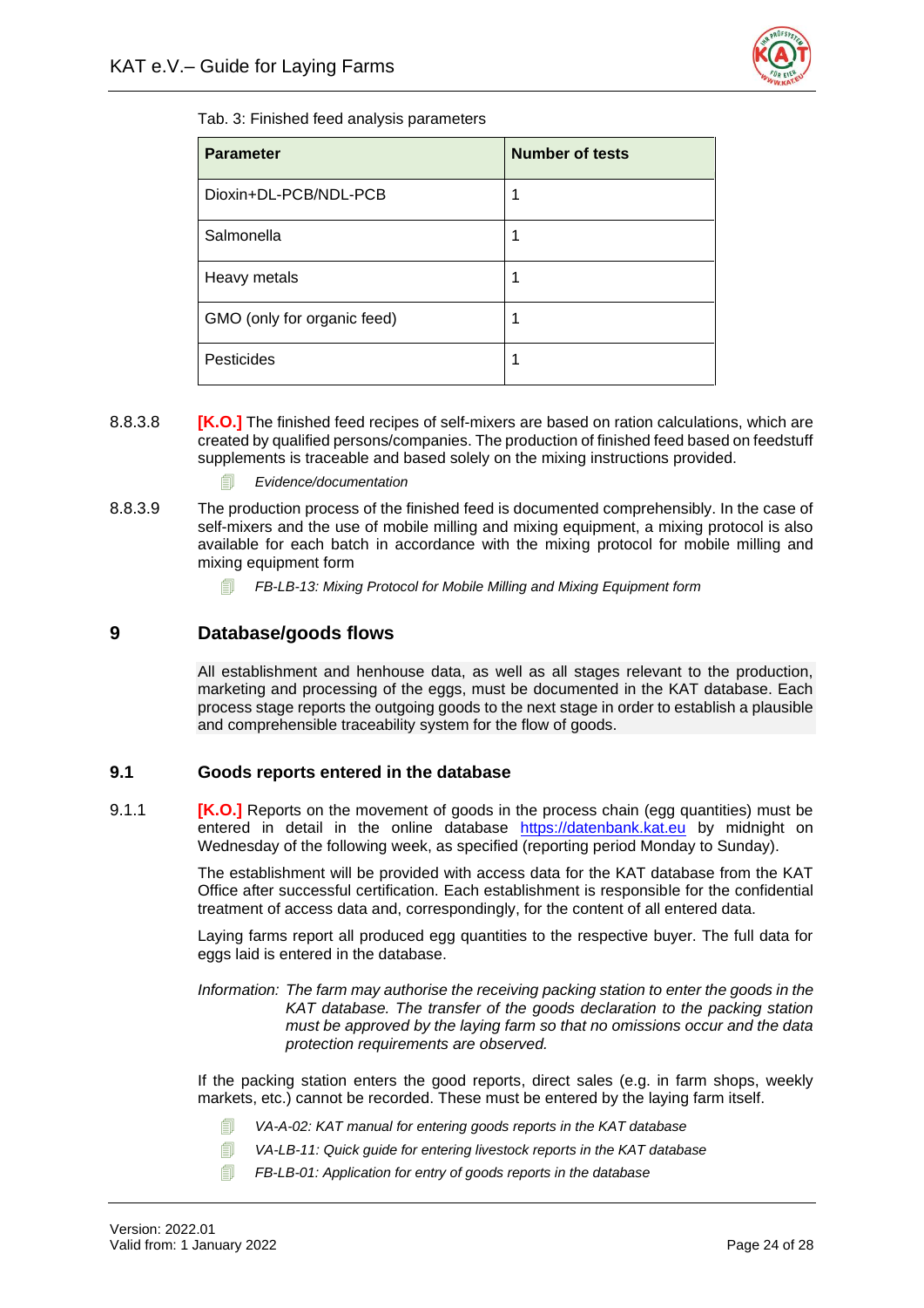Tab. 3: Finished feed analysis parameters

| Parameter | Number of tests |
|---|---|
| Dioxin+DL-PCB/NDL-PCB | 1 |
| Salmonella | 1 |
| Heavy metals | 1 |
| GMO (only for organic feed) | 1 |
| Pesticides | 1 |

8.8.3.8 **[K.O.]** The finished feed recipes of self-mixers are based on ration calculations, which are created by qualified persons/companies. The production of finished feed based on feedstuff supplements is traceable and based solely on the mixing instructions provided.

*Evidence/documentation*

8.8.3.9 The production process of the finished feed is documented comprehensibly. In the case of self-mixers and the use of mobile milling and mixing equipment, a mixing protocol is also available for each batch in accordance with the mixing protocol for mobile milling and mixing equipment form

*FB-LB-13: Mixing Protocol for Mobile Milling and Mixing Equipment form*

# 9 Database/goods flows

All establishment and henhouse data, as well as all stages relevant to the production, marketing and processing of the eggs, must be documented in the KAT database. Each process stage reports the outgoing goods to the next stage in order to establish a plausible and comprehensible traceability system for the flow of goods.

## 9.1 Goods reports entered in the database

9.1.1 **[K.O.]** Reports on the movement of goods in the process chain (egg quantities) must be entered in detail in the online database https://datenbank.kat.eu by midnight on Wednesday of the following week, as specified (reporting period Monday to Sunday).

The establishment will be provided with access data for the KAT database from the KAT Office after successful certification. Each establishment is responsible for the confidential treatment of access data and, correspondingly, for the content of all entered data.

Laying farms report all produced egg quantities to the respective buyer. The full data for eggs laid is entered in the database.

*Information: The farm may authorise the receiving packing station to enter the goods in the KAT database. The transfer of the goods declaration to the packing station must be approved by the laying farm so that no omissions occur and the data protection requirements are observed.*

If the packing station enters the good reports, direct sales (e.g. in farm shops, weekly markets, etc.) cannot be recorded. These must be entered by the laying farm itself.

*VA-A-02: KAT manual for entering goods reports in the KAT database*

*VA-LB-11: Quick guide for entering livestock reports in the KAT database*

*FB-LB-01: Application for entry of goods reports in the database*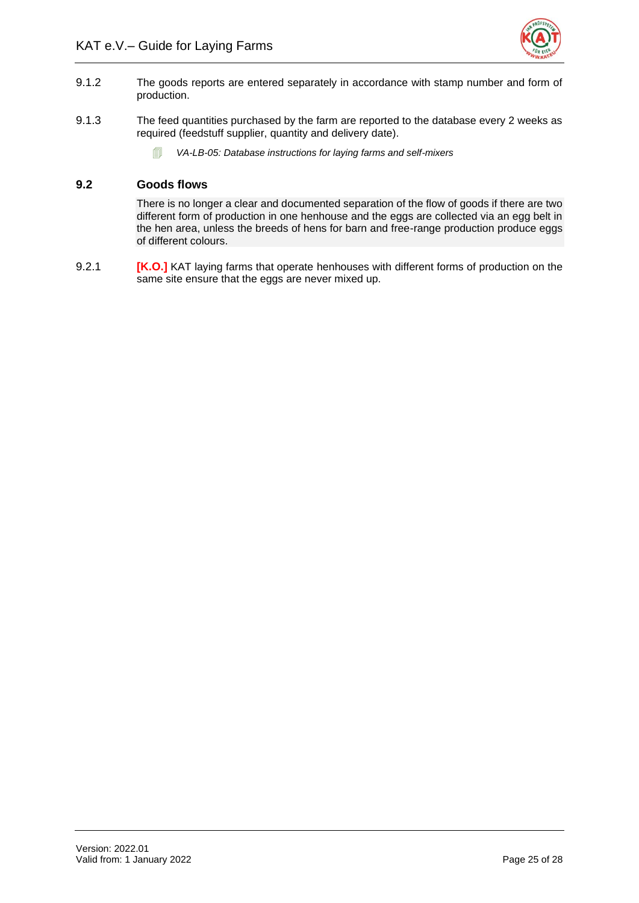9.1.2 The goods reports are entered separately in accordance with stamp number and form of production.

9.1.3 The feed quantities purchased by the farm are reported to the database every 2 weeks as required (feedstuff supplier, quantity and delivery date).

> *VA-LB-05: Database instructions for laying farms and self-mixers*

## 9.2 Goods flows

There is no longer a clear and documented separation of the flow of goods if there are two different form of production in one henhouse and the eggs are collected via an egg belt in the hen area, unless the breeds of hens for barn and free-range production produce eggs of different colours.

9.2.1 **[K.O.]** KAT laying farms that operate henhouses with different forms of production on the same site ensure that the eggs are never mixed up.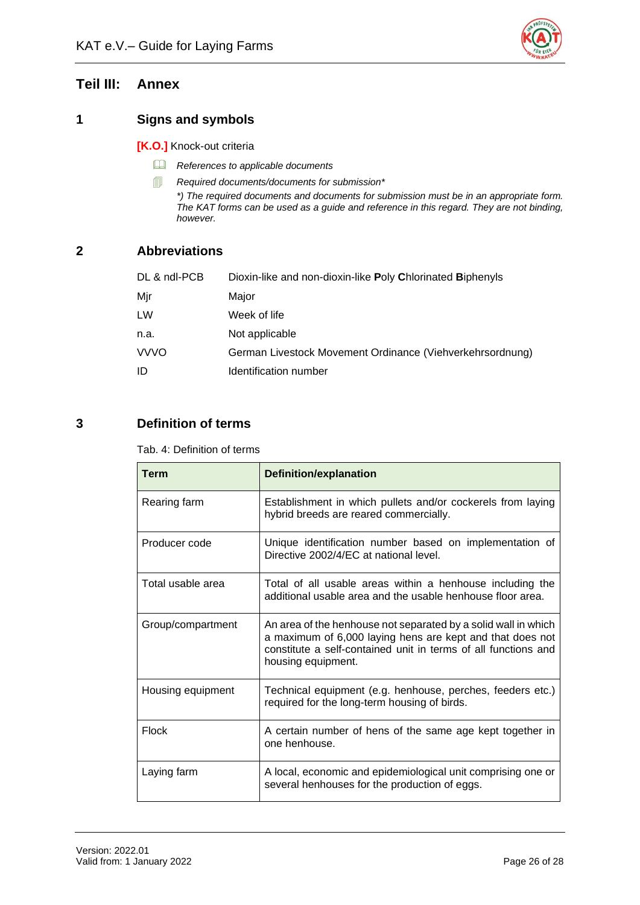# Teil III: Annex

## 1 Signs and symbols

**[K.O.]** Knock-out criteria

🕮 *References to applicable documents*

🗐 *Required documents/documents for submission**

*\*) The required documents and documents for submission must be in an appropriate form. The KAT forms can be used as a guide and reference in this regard. They are not binding, however.*

## 2 Abbreviations

| | |
|---|---|
| DL & ndl-PCB | Dioxin-like and non-dioxin-like **P**oly **C**hlorinated **B**iphenyls |
| Mjr | Major |
| LW | Week of life |
| n.a. | Not applicable |
| VVVO | German Livestock Movement Ordinance (Viehverkehrsordnung) |
| ID | Identification number |

## 3 Definition of terms

Tab. 4: Definition of terms

| Term | Definition/explanation |
|---|---|
| Rearing farm | Establishment in which pullets and/or cockerels from laying hybrid breeds are reared commercially. |
| Producer code | Unique identification number based on implementation of Directive 2002/4/EC at national level. |
| Total usable area | Total of all usable areas within a henhouse including the additional usable area and the usable henhouse floor area. |
| Group/compartment | An area of the henhouse not separated by a solid wall in which a maximum of 6,000 laying hens are kept and that does not constitute a self-contained unit in terms of all functions and housing equipment. |
| Housing equipment | Technical equipment (e.g. henhouse, perches, feeders etc.) required for the long-term housing of birds. |
| Flock | A certain number of hens of the same age kept together in one henhouse. |
| Laying farm | A local, economic and epidemiological unit comprising one or several henhouses for the production of eggs. |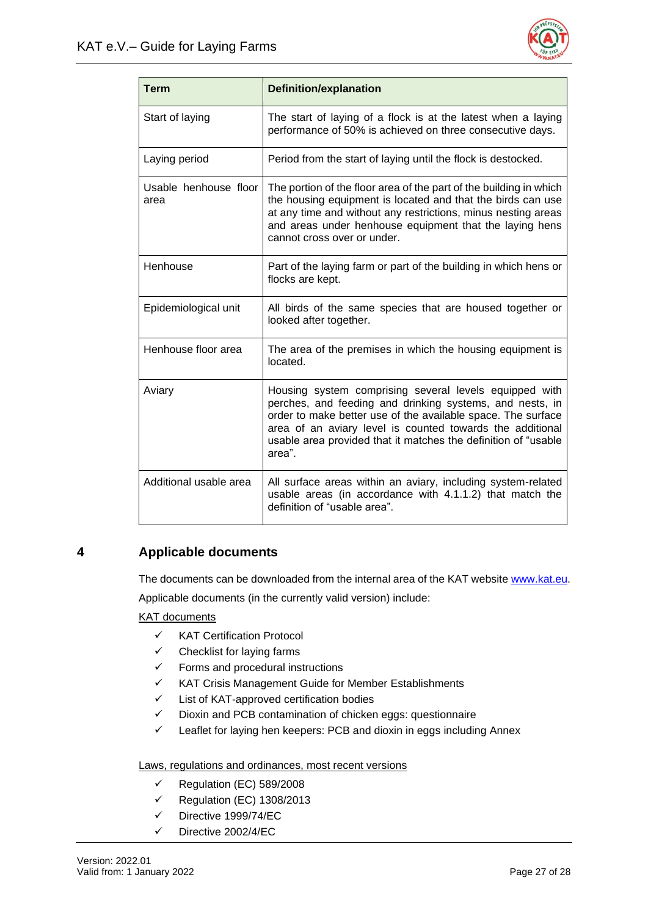| Term | Definition/explanation |
| --- | --- |
| Start of laying | The start of laying of a flock is at the latest when a laying performance of 50% is achieved on three consecutive days. |
| Laying period | Period from the start of laying until the flock is destocked. |
| Usable henhouse floor area | The portion of the floor area of the part of the building in which the housing equipment is located and that the birds can use at any time and without any restrictions, minus nesting areas and areas under henhouse equipment that the laying hens cannot cross over or under. |
| Henhouse | Part of the laying farm or part of the building in which hens or flocks are kept. |
| Epidemiological unit | All birds of the same species that are housed together or looked after together. |
| Henhouse floor area | The area of the premises in which the housing equipment is located. |
| Aviary | Housing system comprising several levels equipped with perches, and feeding and drinking systems, and nests, in order to make better use of the available space. The surface area of an aviary level is counted towards the additional usable area provided that it matches the definition of "usable area". |
| Additional usable area | All surface areas within an aviary, including system-related usable areas (in accordance with 4.1.1.2) that match the definition of "usable area". |

# 4 Applicable documents

The documents can be downloaded from the internal area of the KAT website www.kat.eu.

Applicable documents (in the currently valid version) include:

KAT documents

- ✓ KAT Certification Protocol
- ✓ Checklist for laying farms
- ✓ Forms and procedural instructions
- ✓ KAT Crisis Management Guide for Member Establishments
- ✓ List of KAT-approved certification bodies
- ✓ Dioxin and PCB contamination of chicken eggs: questionnaire
- ✓ Leaflet for laying hen keepers: PCB and dioxin in eggs including Annex

Laws, regulations and ordinances, most recent versions

- ✓ Regulation (EC) 589/2008
- ✓ Regulation (EC) 1308/2013
- ✓ Directive 1999/74/EC
- ✓ Directive 2002/4/EC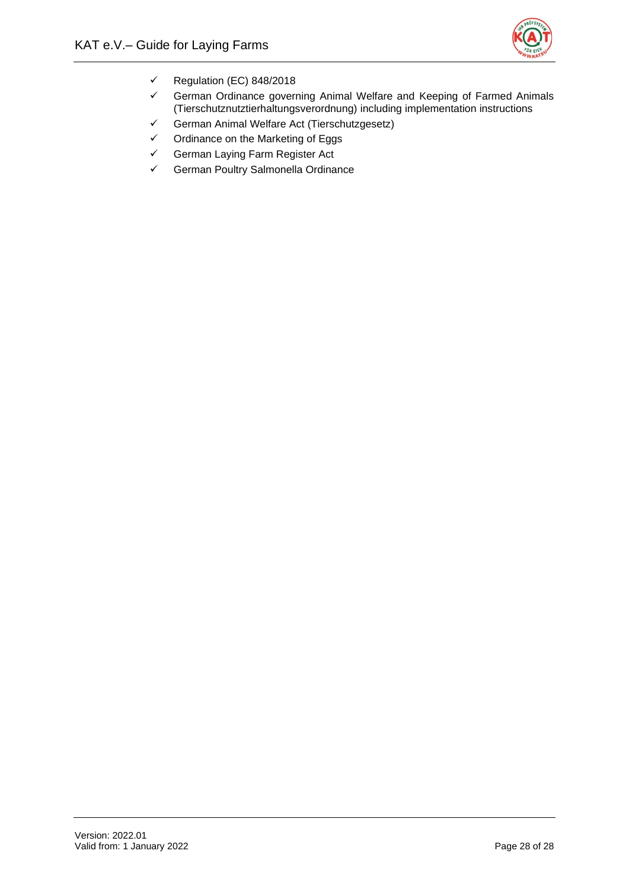- ✓ Regulation (EC) 848/2018
- ✓ German Ordinance governing Animal Welfare and Keeping of Farmed Animals (Tierschutznutztierhaltungsverordnung) including implementation instructions
- ✓ German Animal Welfare Act (Tierschutzgesetz)
- ✓ Ordinance on the Marketing of Eggs
- ✓ German Laying Farm Register Act
- ✓ German Poultry Salmonella Ordinance